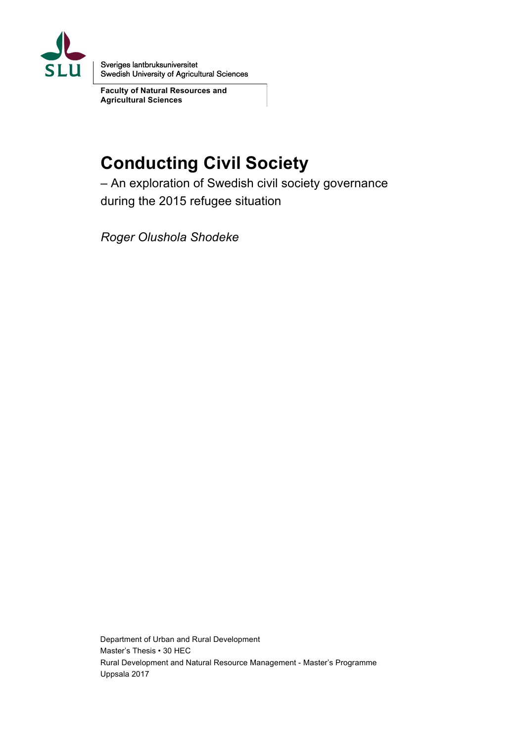SLU

Sveriges lantbruksuniversitet
Swedish University of Agricultural Sciences

**Faculty of Natural Resources and Agricultural Sciences**

# Conducting Civil Society

– An exploration of Swedish civil society governance during the 2015 refugee situation

*Roger Olushola Shodeke*

Department of Urban and Rural Development
Master's Thesis • 30 HEC
Rural Development and Natural Resource Management - Master's Programme
Uppsala 2017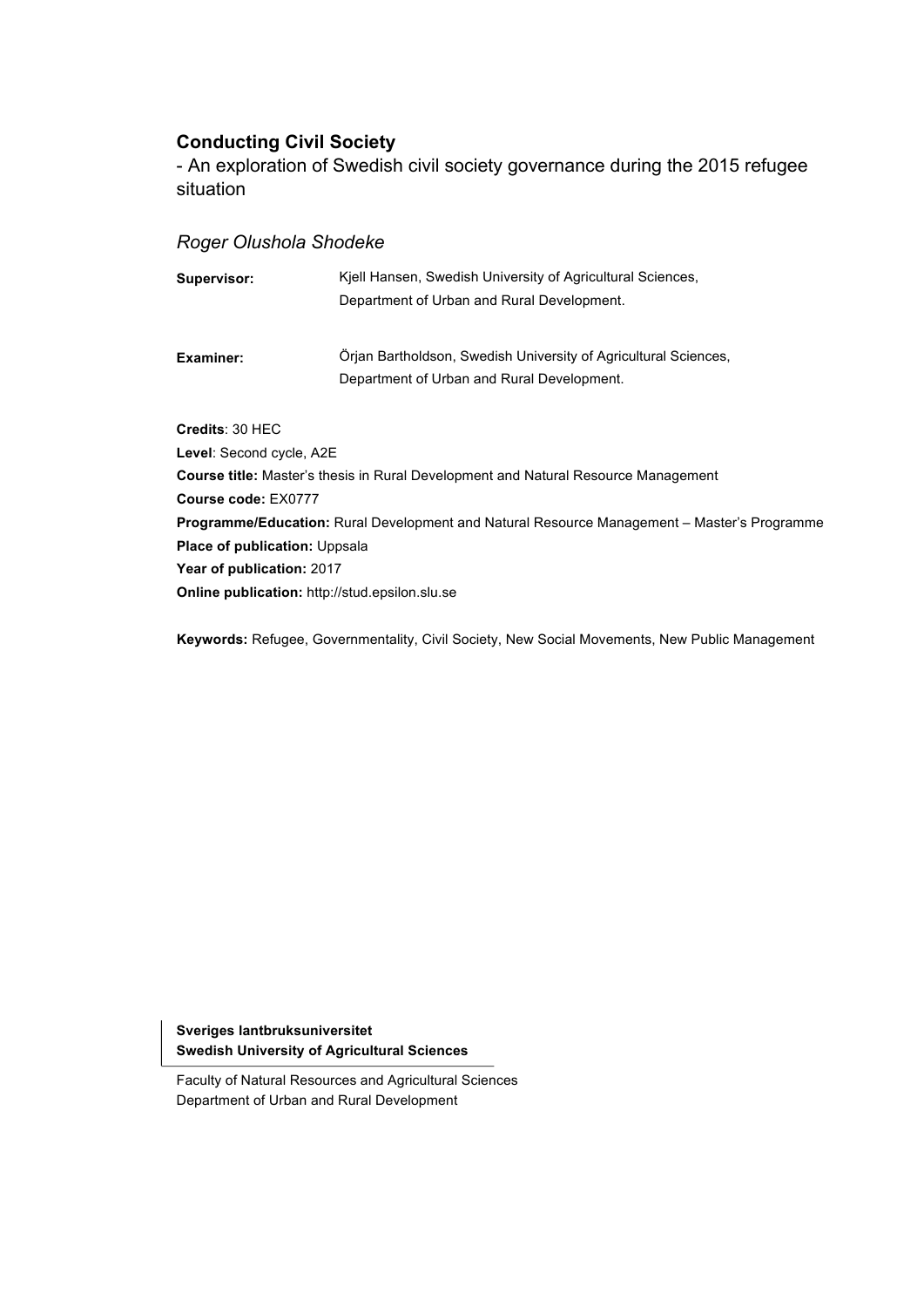**Conducting Civil Society**

- An exploration of Swedish civil society governance during the 2015 refugee situation

*Roger Olushola Shodeke*

**Supervisor:** Kjell Hansen, Swedish University of Agricultural Sciences, Department of Urban and Rural Development.

**Examiner:** Örjan Bartholdson, Swedish University of Agricultural Sciences, Department of Urban and Rural Development.

**Credits**: 30 HEC
**Level**: Second cycle, A2E
**Course title:** Master's thesis in Rural Development and Natural Resource Management
**Course code:** EX0777
**Programme/Education:** Rural Development and Natural Resource Management – Master's Programme
**Place of publication:** Uppsala
**Year of publication:** 2017
**Online publication:** http://stud.epsilon.slu.se

**Keywords:** Refugee, Governmentality, Civil Society, New Social Movements, New Public Management

**Sveriges lantbruksuniversitet**
**Swedish University of Agricultural Sciences**

Faculty of Natural Resources and Agricultural Sciences
Department of Urban and Rural Development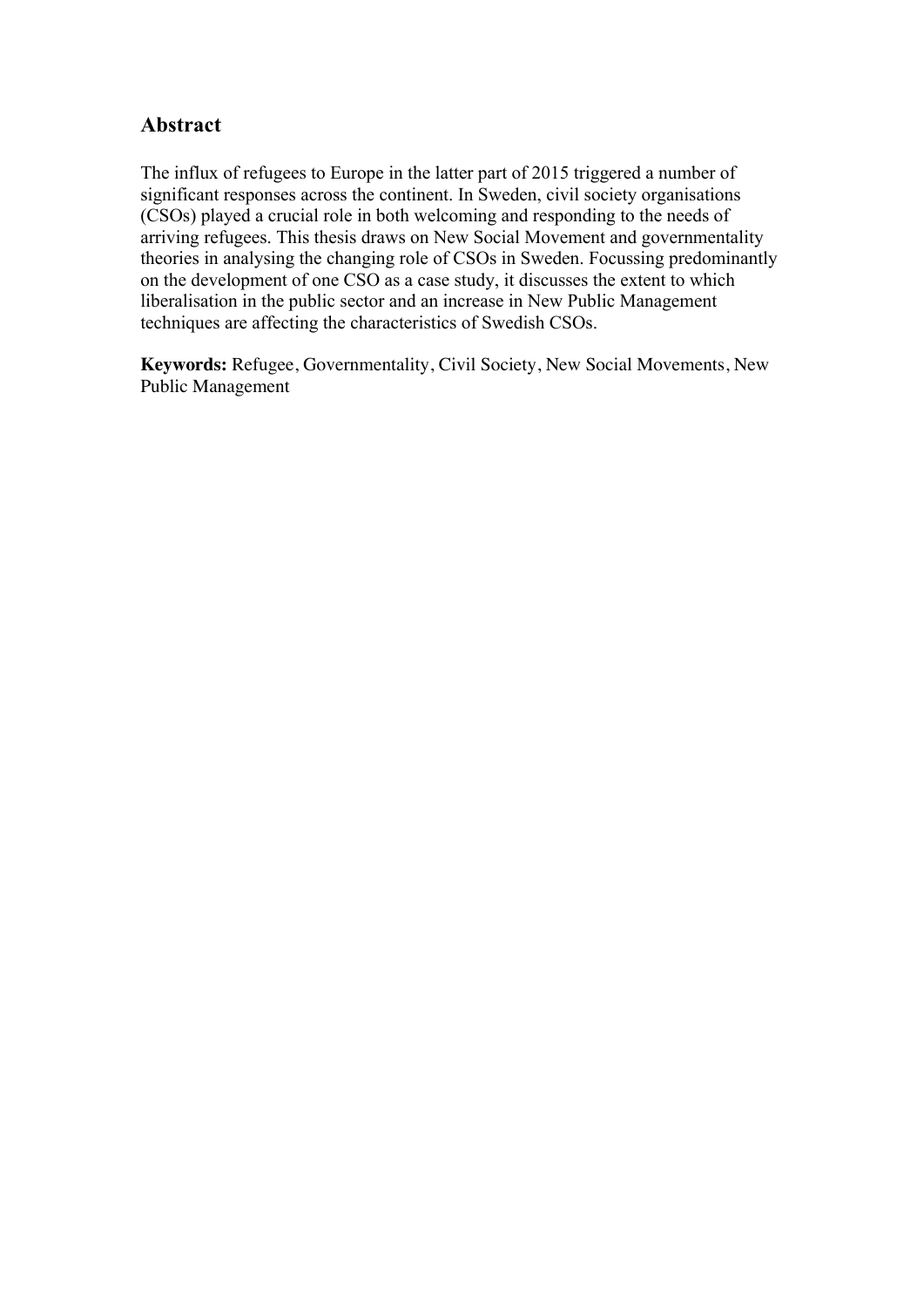## Abstract

The influx of refugees to Europe in the latter part of 2015 triggered a number of significant responses across the continent. In Sweden, civil society organisations (CSOs) played a crucial role in both welcoming and responding to the needs of arriving refugees. This thesis draws on New Social Movement and governmentality theories in analysing the changing role of CSOs in Sweden. Focussing predominantly on the development of one CSO as a case study, it discusses the extent to which liberalisation in the public sector and an increase in New Public Management techniques are affecting the characteristics of Swedish CSOs.

**Keywords:** Refugee, Governmentality, Civil Society, New Social Movements, New Public Management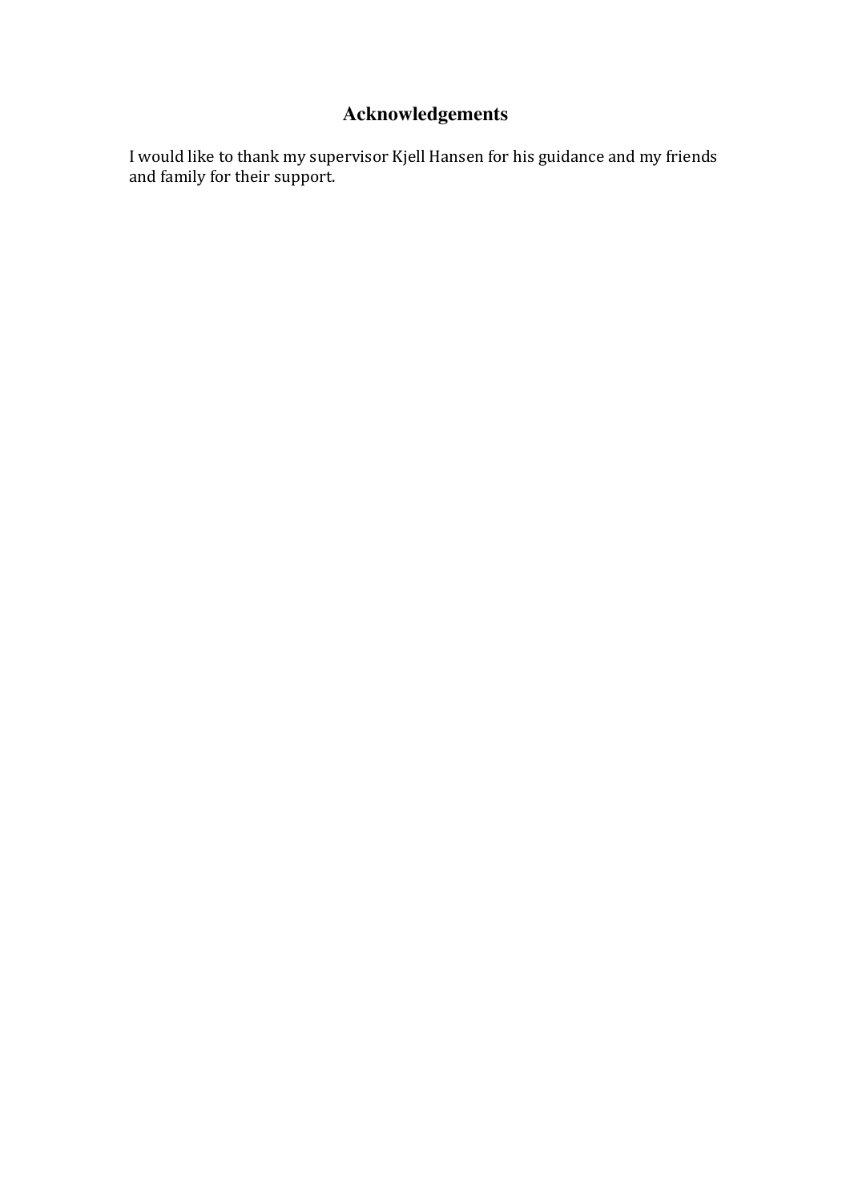# Acknowledgements

I would like to thank my supervisor Kjell Hansen for his guidance and my friends and family for their support.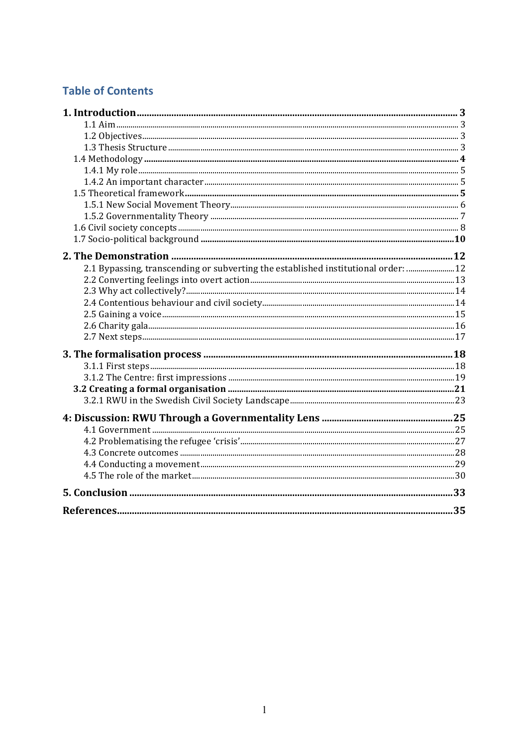## Table of Contents

- **1. Introduction** ... **3**
  - 1.1 Aim ... 3
  - 1.2 Objectives ... 3
  - 1.3 Thesis Structure ... 3
- 1.4 Methodology ... **4**
  - 1.4.1 My role ... 5
  - 1.4.2 An important character ... 5
- 1.5 Theoretical framework ... **5**
  - 1.5.1 New Social Movement Theory ... 6
  - 1.5.2 Governmentality Theory ... 7
- 1.6 Civil society concepts ... 8
- 1.7 Socio-political background ... **10**
- **2. The Demonstration** ... **12**
  - 2.1 Bypassing, transcending or subverting the established institutional order: ... 12
  - 2.2 Converting feelings into overt action ... 13
  - 2.3 Why act collectively? ... 14
  - 2.4 Contentious behaviour and civil society ... 14
  - 2.5 Gaining a voice ... 15
  - 2.6 Charity gala ... 16
  - 2.7 Next steps ... 17
- **3. The formalisation process** ... **18**
  - 3.1.1 First steps ... 18
  - 3.1.2 The Centre: first impressions ... 19
- **3.2 Creating a formal organisation** ... **21**
  - 3.2.1 RWU in the Swedish Civil Society Landscape ... 23
- **4: Discussion: RWU Through a Governmentality Lens** ... **25**
  - 4.1 Government ... 25
  - 4.2 Problematising the refugee 'crisis' ... 27
  - 4.3 Concrete outcomes ... 28
  - 4.4 Conducting a movement ... 29
  - 4.5 The role of the market ... 30
- **5. Conclusion** ... **33**
- **References** ... **35**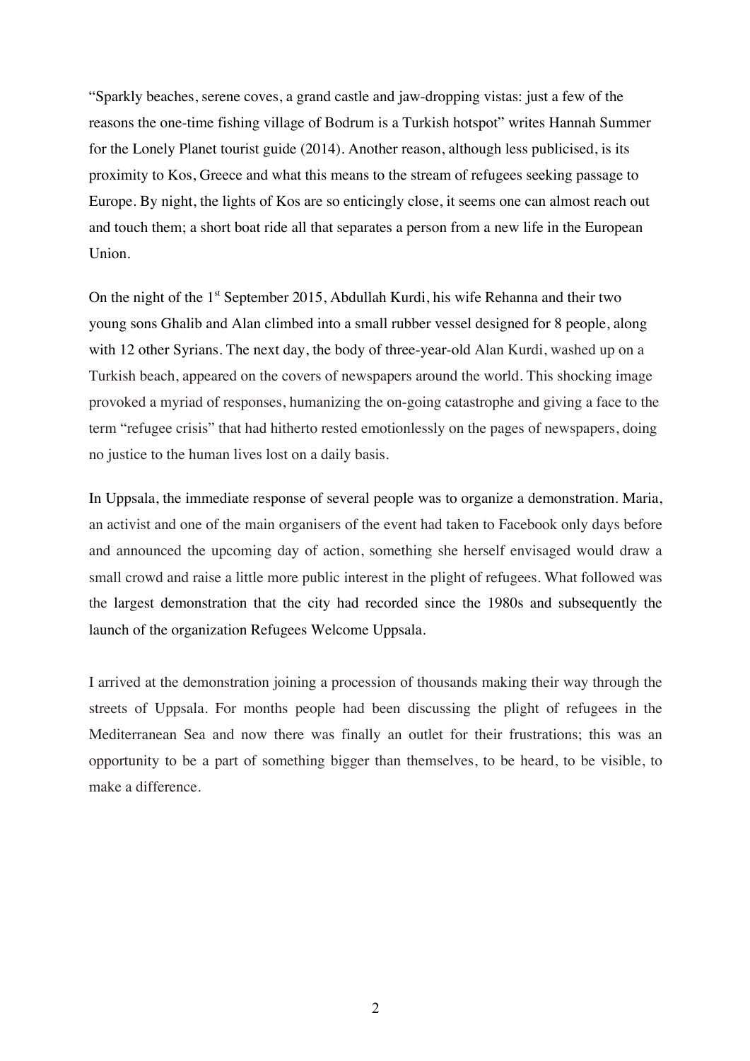"Sparkly beaches, serene coves, a grand castle and jaw-dropping vistas: just a few of the reasons the one-time fishing village of Bodrum is a Turkish hotspot" writes Hannah Summer for the Lonely Planet tourist guide (2014). Another reason, although less publicised, is its proximity to Kos, Greece and what this means to the stream of refugees seeking passage to Europe. By night, the lights of Kos are so enticingly close, it seems one can almost reach out and touch them; a short boat ride all that separates a person from a new life in the European Union.

On the night of the 1st September 2015, Abdullah Kurdi, his wife Rehanna and their two young sons Ghalib and Alan climbed into a small rubber vessel designed for 8 people, along with 12 other Syrians. The next day, the body of three-year-old Alan Kurdi, washed up on a Turkish beach, appeared on the covers of newspapers around the world. This shocking image provoked a myriad of responses, humanizing the on-going catastrophe and giving a face to the term "refugee crisis" that had hitherto rested emotionlessly on the pages of newspapers, doing no justice to the human lives lost on a daily basis.

In Uppsala, the immediate response of several people was to organize a demonstration. Maria, an activist and one of the main organisers of the event had taken to Facebook only days before and announced the upcoming day of action, something she herself envisaged would draw a small crowd and raise a little more public interest in the plight of refugees. What followed was the largest demonstration that the city had recorded since the 1980s and subsequently the launch of the organization Refugees Welcome Uppsala.

I arrived at the demonstration joining a procession of thousands making their way through the streets of Uppsala. For months people had been discussing the plight of refugees in the Mediterranean Sea and now there was finally an outlet for their frustrations; this was an opportunity to be a part of something bigger than themselves, to be heard, to be visible, to make a difference.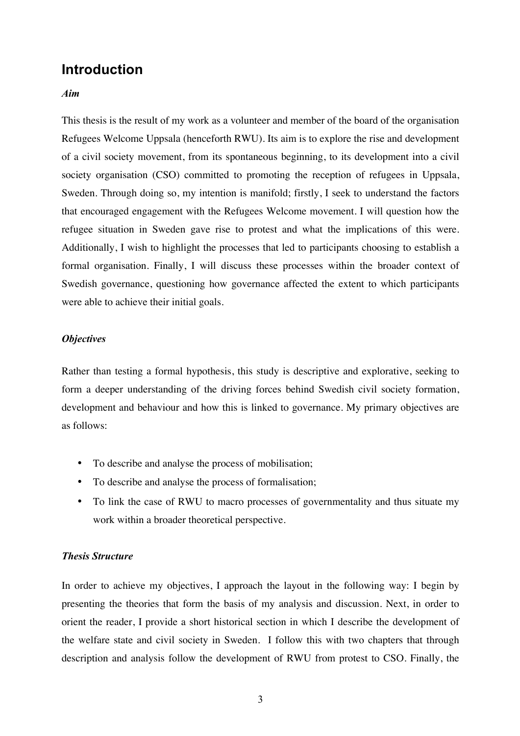# Introduction

### *Aim*

This thesis is the result of my work as a volunteer and member of the board of the organisation Refugees Welcome Uppsala (henceforth RWU). Its aim is to explore the rise and development of a civil society movement, from its spontaneous beginning, to its development into a civil society organisation (CSO) committed to promoting the reception of refugees in Uppsala, Sweden. Through doing so, my intention is manifold; firstly, I seek to understand the factors that encouraged engagement with the Refugees Welcome movement. I will question how the refugee situation in Sweden gave rise to protest and what the implications of this were. Additionally, I wish to highlight the processes that led to participants choosing to establish a formal organisation. Finally, I will discuss these processes within the broader context of Swedish governance, questioning how governance affected the extent to which participants were able to achieve their initial goals.

### *Objectives*

Rather than testing a formal hypothesis, this study is descriptive and explorative, seeking to form a deeper understanding of the driving forces behind Swedish civil society formation, development and behaviour and how this is linked to governance. My primary objectives are as follows:

- To describe and analyse the process of mobilisation;
- To describe and analyse the process of formalisation;
- To link the case of RWU to macro processes of governmentality and thus situate my work within a broader theoretical perspective.

### *Thesis Structure*

In order to achieve my objectives, I approach the layout in the following way: I begin by presenting the theories that form the basis of my analysis and discussion. Next, in order to orient the reader, I provide a short historical section in which I describe the development of the welfare state and civil society in Sweden. I follow this with two chapters that through description and analysis follow the development of RWU from protest to CSO. Finally, the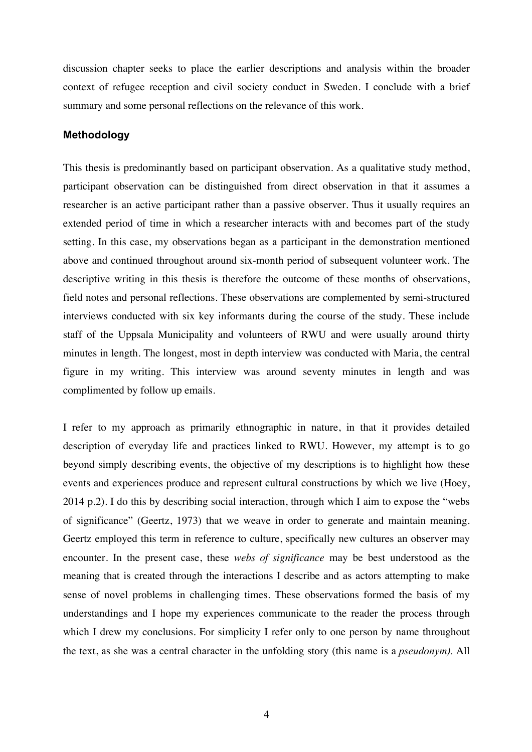discussion chapter seeks to place the earlier descriptions and analysis within the broader context of refugee reception and civil society conduct in Sweden. I conclude with a brief summary and some personal reflections on the relevance of this work.

## Methodology

This thesis is predominantly based on participant observation. As a qualitative study method, participant observation can be distinguished from direct observation in that it assumes a researcher is an active participant rather than a passive observer. Thus it usually requires an extended period of time in which a researcher interacts with and becomes part of the study setting. In this case, my observations began as a participant in the demonstration mentioned above and continued throughout around six-month period of subsequent volunteer work. The descriptive writing in this thesis is therefore the outcome of these months of observations, field notes and personal reflections. These observations are complemented by semi-structured interviews conducted with six key informants during the course of the study. These include staff of the Uppsala Municipality and volunteers of RWU and were usually around thirty minutes in length. The longest, most in depth interview was conducted with Maria, the central figure in my writing. This interview was around seventy minutes in length and was complimented by follow up emails.

I refer to my approach as primarily ethnographic in nature, in that it provides detailed description of everyday life and practices linked to RWU. However, my attempt is to go beyond simply describing events, the objective of my descriptions is to highlight how these events and experiences produce and represent cultural constructions by which we live (Hoey, 2014 p.2). I do this by describing social interaction, through which I aim to expose the "webs of significance" (Geertz, 1973) that we weave in order to generate and maintain meaning. Geertz employed this term in reference to culture, specifically new cultures an observer may encounter. In the present case, these *webs of significance* may be best understood as the meaning that is created through the interactions I describe and as actors attempting to make sense of novel problems in challenging times. These observations formed the basis of my understandings and I hope my experiences communicate to the reader the process through which I drew my conclusions. For simplicity I refer only to one person by name throughout the text, as she was a central character in the unfolding story (this name is a *pseudonym).* All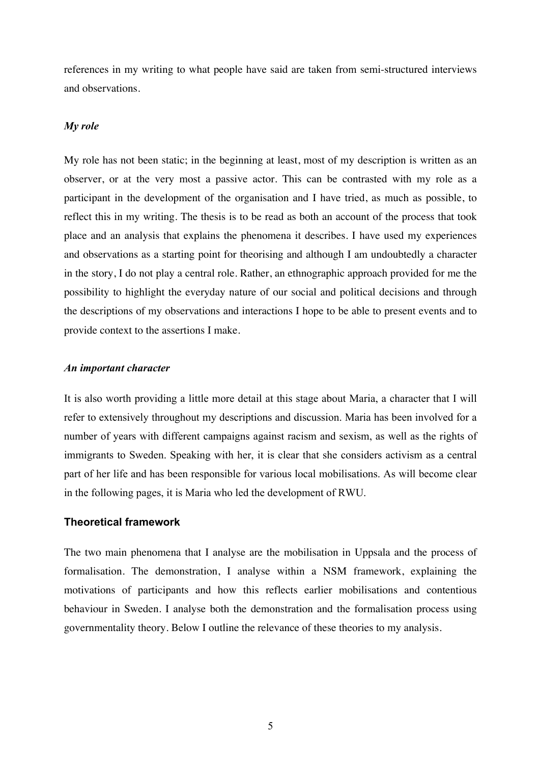references in my writing to what people have said are taken from semi-structured interviews and observations.

### *My role*

My role has not been static; in the beginning at least, most of my description is written as an observer, or at the very most a passive actor. This can be contrasted with my role as a participant in the development of the organisation and I have tried, as much as possible, to reflect this in my writing. The thesis is to be read as both an account of the process that took place and an analysis that explains the phenomena it describes. I have used my experiences and observations as a starting point for theorising and although I am undoubtedly a character in the story, I do not play a central role. Rather, an ethnographic approach provided for me the possibility to highlight the everyday nature of our social and political decisions and through the descriptions of my observations and interactions I hope to be able to present events and to provide context to the assertions I make.

### *An important character*

It is also worth providing a little more detail at this stage about Maria, a character that I will refer to extensively throughout my descriptions and discussion. Maria has been involved for a number of years with different campaigns against racism and sexism, as well as the rights of immigrants to Sweden. Speaking with her, it is clear that she considers activism as a central part of her life and has been responsible for various local mobilisations. As will become clear in the following pages, it is Maria who led the development of RWU.

## Theoretical framework

The two main phenomena that I analyse are the mobilisation in Uppsala and the process of formalisation. The demonstration, I analyse within a NSM framework, explaining the motivations of participants and how this reflects earlier mobilisations and contentious behaviour in Sweden. I analyse both the demonstration and the formalisation process using governmentality theory. Below I outline the relevance of these theories to my analysis.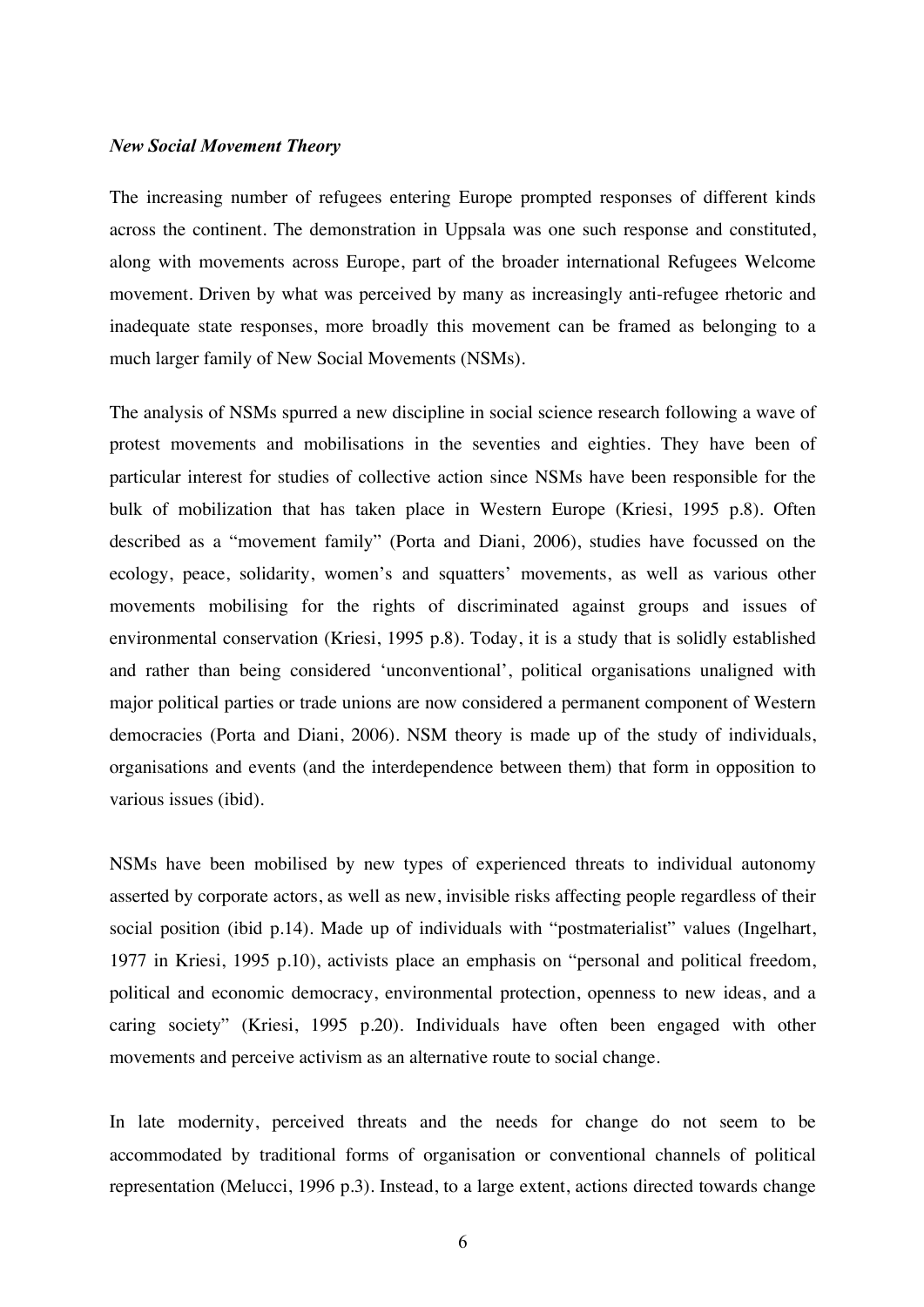***New Social Movement Theory***

The increasing number of refugees entering Europe prompted responses of different kinds across the continent. The demonstration in Uppsala was one such response and constituted, along with movements across Europe, part of the broader international Refugees Welcome movement. Driven by what was perceived by many as increasingly anti-refugee rhetoric and inadequate state responses, more broadly this movement can be framed as belonging to a much larger family of New Social Movements (NSMs).

The analysis of NSMs spurred a new discipline in social science research following a wave of protest movements and mobilisations in the seventies and eighties. They have been of particular interest for studies of collective action since NSMs have been responsible for the bulk of mobilization that has taken place in Western Europe (Kriesi, 1995 p.8). Often described as a "movement family" (Porta and Diani, 2006), studies have focussed on the ecology, peace, solidarity, women's and squatters' movements, as well as various other movements mobilising for the rights of discriminated against groups and issues of environmental conservation (Kriesi, 1995 p.8). Today, it is a study that is solidly established and rather than being considered 'unconventional', political organisations unaligned with major political parties or trade unions are now considered a permanent component of Western democracies (Porta and Diani, 2006). NSM theory is made up of the study of individuals, organisations and events (and the interdependence between them) that form in opposition to various issues (ibid).

NSMs have been mobilised by new types of experienced threats to individual autonomy asserted by corporate actors, as well as new, invisible risks affecting people regardless of their social position (ibid p.14). Made up of individuals with "postmaterialist" values (Ingelhart, 1977 in Kriesi, 1995 p.10), activists place an emphasis on "personal and political freedom, political and economic democracy, environmental protection, openness to new ideas, and a caring society" (Kriesi, 1995 p.20). Individuals have often been engaged with other movements and perceive activism as an alternative route to social change.

In late modernity, perceived threats and the needs for change do not seem to be accommodated by traditional forms of organisation or conventional channels of political representation (Melucci, 1996 p.3). Instead, to a large extent, actions directed towards change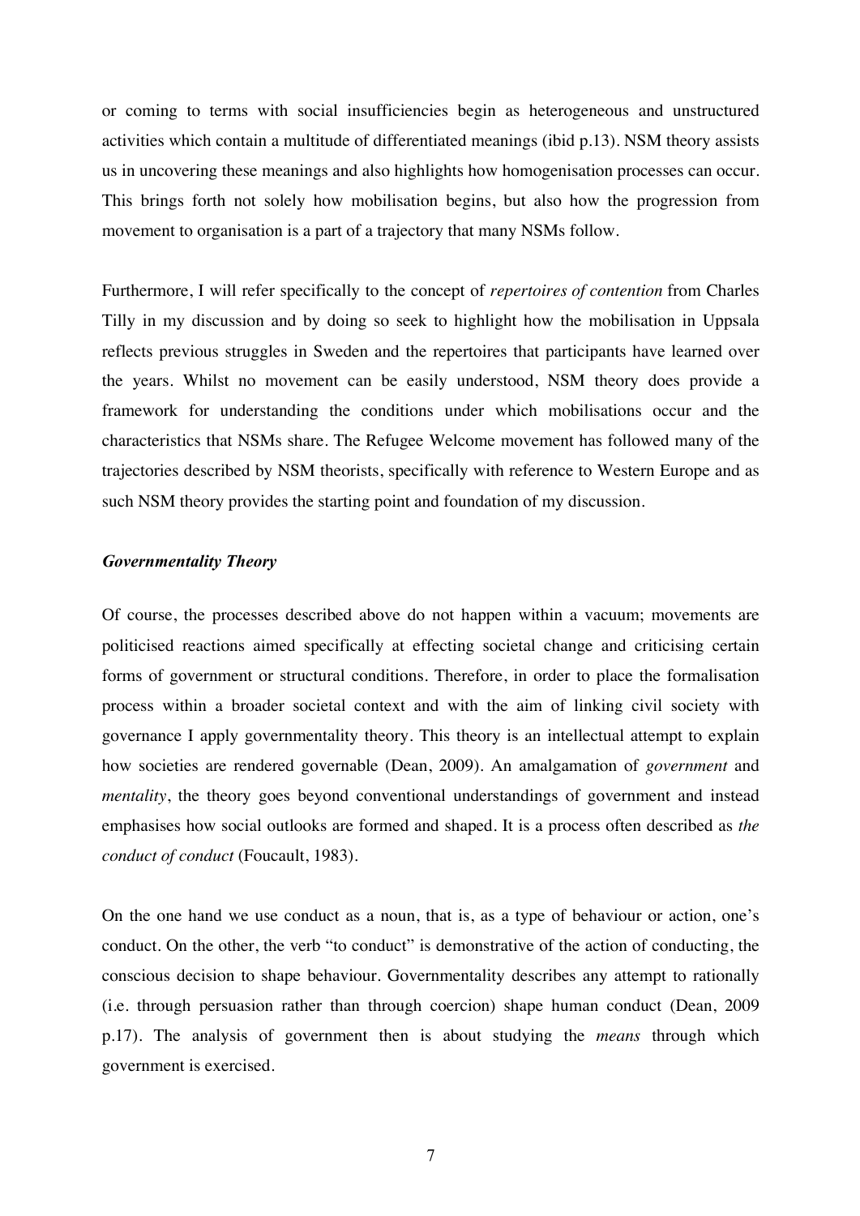or coming to terms with social insufficiencies begin as heterogeneous and unstructured activities which contain a multitude of differentiated meanings (ibid p.13). NSM theory assists us in uncovering these meanings and also highlights how homogenisation processes can occur. This brings forth not solely how mobilisation begins, but also how the progression from movement to organisation is a part of a trajectory that many NSMs follow.

Furthermore, I will refer specifically to the concept of *repertoires of contention* from Charles Tilly in my discussion and by doing so seek to highlight how the mobilisation in Uppsala reflects previous struggles in Sweden and the repertoires that participants have learned over the years. Whilst no movement can be easily understood, NSM theory does provide a framework for understanding the conditions under which mobilisations occur and the characteristics that NSMs share. The Refugee Welcome movement has followed many of the trajectories described by NSM theorists, specifically with reference to Western Europe and as such NSM theory provides the starting point and foundation of my discussion.

***Governmentality Theory***

Of course, the processes described above do not happen within a vacuum; movements are politicised reactions aimed specifically at effecting societal change and criticising certain forms of government or structural conditions. Therefore, in order to place the formalisation process within a broader societal context and with the aim of linking civil society with governance I apply governmentality theory. This theory is an intellectual attempt to explain how societies are rendered governable (Dean, 2009). An amalgamation of *government* and *mentality*, the theory goes beyond conventional understandings of government and instead emphasises how social outlooks are formed and shaped. It is a process often described as *the conduct of conduct* (Foucault, 1983).

On the one hand we use conduct as a noun, that is, as a type of behaviour or action, one's conduct. On the other, the verb "to conduct" is demonstrative of the action of conducting, the conscious decision to shape behaviour. Governmentality describes any attempt to rationally (i.e. through persuasion rather than through coercion) shape human conduct (Dean, 2009 p.17). The analysis of government then is about studying the *means* through which government is exercised.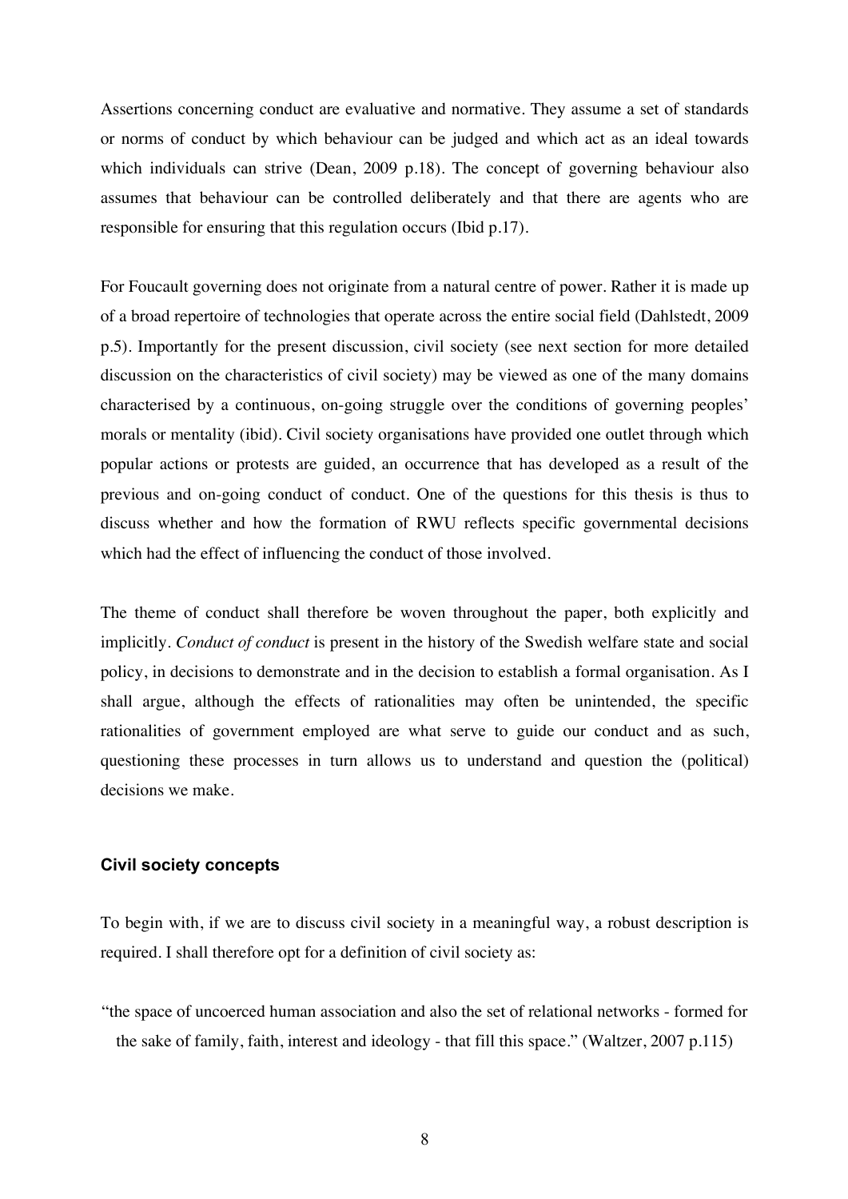Assertions concerning conduct are evaluative and normative. They assume a set of standards or norms of conduct by which behaviour can be judged and which act as an ideal towards which individuals can strive (Dean, 2009 p.18). The concept of governing behaviour also assumes that behaviour can be controlled deliberately and that there are agents who are responsible for ensuring that this regulation occurs (Ibid p.17).

For Foucault governing does not originate from a natural centre of power. Rather it is made up of a broad repertoire of technologies that operate across the entire social field (Dahlstedt, 2009 p.5). Importantly for the present discussion, civil society (see next section for more detailed discussion on the characteristics of civil society) may be viewed as one of the many domains characterised by a continuous, on-going struggle over the conditions of governing peoples' morals or mentality (ibid). Civil society organisations have provided one outlet through which popular actions or protests are guided, an occurrence that has developed as a result of the previous and on-going conduct of conduct. One of the questions for this thesis is thus to discuss whether and how the formation of RWU reflects specific governmental decisions which had the effect of influencing the conduct of those involved.

The theme of conduct shall therefore be woven throughout the paper, both explicitly and implicitly. *Conduct of conduct* is present in the history of the Swedish welfare state and social policy, in decisions to demonstrate and in the decision to establish a formal organisation. As I shall argue, although the effects of rationalities may often be unintended, the specific rationalities of government employed are what serve to guide our conduct and as such, questioning these processes in turn allows us to understand and question the (political) decisions we make.

### Civil society concepts

To begin with, if we are to discuss civil society in a meaningful way, a robust description is required. I shall therefore opt for a definition of civil society as:

> "the space of uncoerced human association and also the set of relational networks - formed for the sake of family, faith, interest and ideology - that fill this space." (Waltzer, 2007 p.115)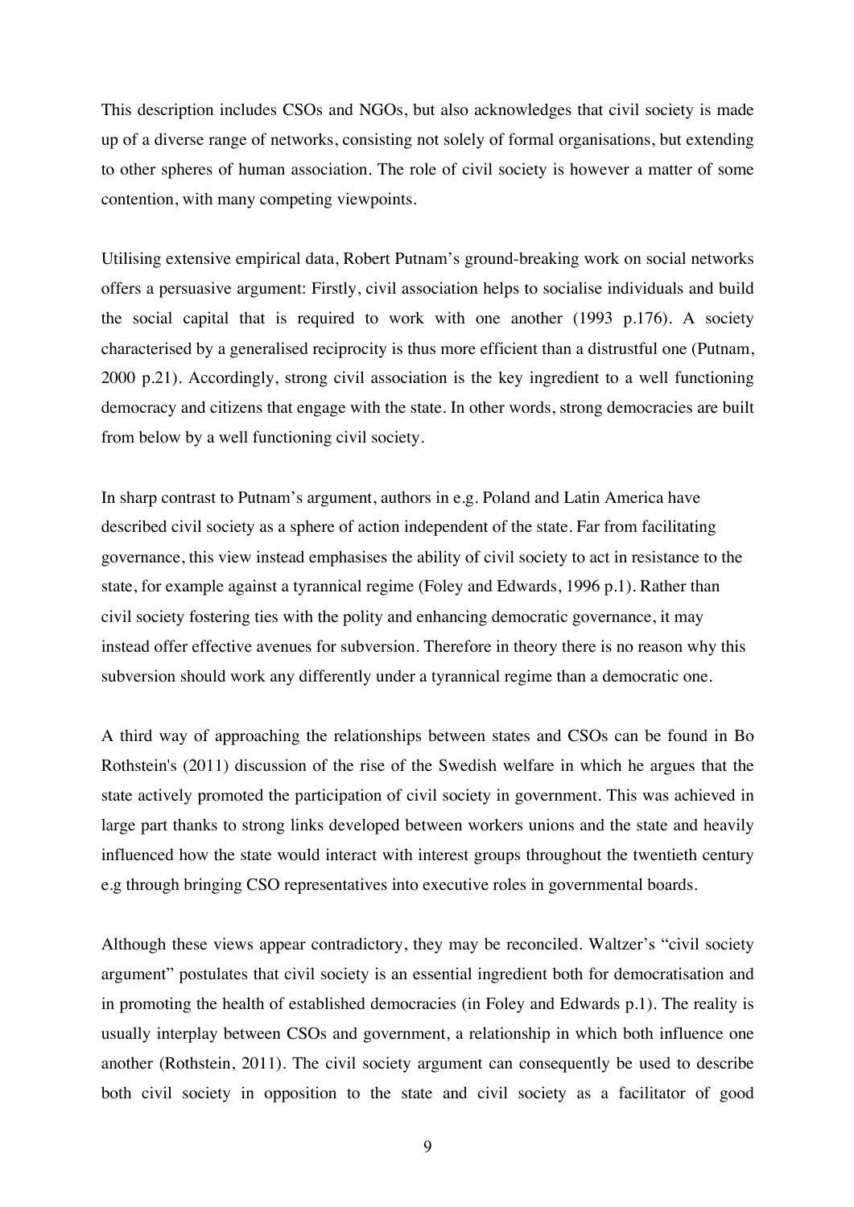This description includes CSOs and NGOs, but also acknowledges that civil society is made up of a diverse range of networks, consisting not solely of formal organisations, but extending to other spheres of human association. The role of civil society is however a matter of some contention, with many competing viewpoints.

Utilising extensive empirical data, Robert Putnam's ground-breaking work on social networks offers a persuasive argument: Firstly, civil association helps to socialise individuals and build the social capital that is required to work with one another (1993 p.176). A society characterised by a generalised reciprocity is thus more efficient than a distrustful one (Putnam, 2000 p.21). Accordingly, strong civil association is the key ingredient to a well functioning democracy and citizens that engage with the state. In other words, strong democracies are built from below by a well functioning civil society.

In sharp contrast to Putnam's argument, authors in e.g. Poland and Latin America have described civil society as a sphere of action independent of the state. Far from facilitating governance, this view instead emphasises the ability of civil society to act in resistance to the state, for example against a tyrannical regime (Foley and Edwards, 1996 p.1). Rather than civil society fostering ties with the polity and enhancing democratic governance, it may instead offer effective avenues for subversion. Therefore in theory there is no reason why this subversion should work any differently under a tyrannical regime than a democratic one.

A third way of approaching the relationships between states and CSOs can be found in Bo Rothstein's (2011) discussion of the rise of the Swedish welfare in which he argues that the state actively promoted the participation of civil society in government. This was achieved in large part thanks to strong links developed between workers unions and the state and heavily influenced how the state would interact with interest groups throughout the twentieth century e.g through bringing CSO representatives into executive roles in governmental boards.

Although these views appear contradictory, they may be reconciled. Waltzer's "civil society argument" postulates that civil society is an essential ingredient both for democratisation and in promoting the health of established democracies (in Foley and Edwards p.1). The reality is usually interplay between CSOs and government, a relationship in which both influence one another (Rothstein, 2011). The civil society argument can consequently be used to describe both civil society in opposition to the state and civil society as a facilitator of good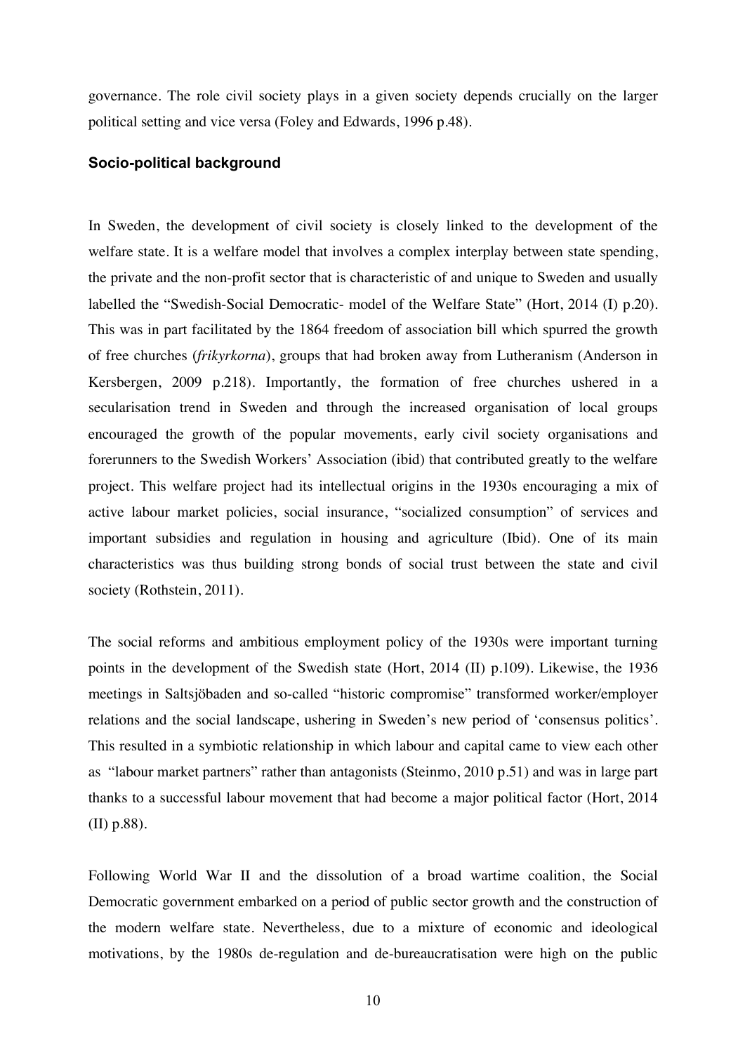governance. The role civil society plays in a given society depends crucially on the larger political setting and vice versa (Foley and Edwards, 1996 p.48).

### Socio-political background

In Sweden, the development of civil society is closely linked to the development of the welfare state. It is a welfare model that involves a complex interplay between state spending, the private and the non-profit sector that is characteristic of and unique to Sweden and usually labelled the "Swedish-Social Democratic- model of the Welfare State" (Hort, 2014 (I) p.20). This was in part facilitated by the 1864 freedom of association bill which spurred the growth of free churches (*frikyrkorna*), groups that had broken away from Lutheranism (Anderson in Kersbergen, 2009 p.218). Importantly, the formation of free churches ushered in a secularisation trend in Sweden and through the increased organisation of local groups encouraged the growth of the popular movements, early civil society organisations and forerunners to the Swedish Workers' Association (ibid) that contributed greatly to the welfare project. This welfare project had its intellectual origins in the 1930s encouraging a mix of active labour market policies, social insurance, "socialized consumption" of services and important subsidies and regulation in housing and agriculture (Ibid). One of its main characteristics was thus building strong bonds of social trust between the state and civil society (Rothstein, 2011).

The social reforms and ambitious employment policy of the 1930s were important turning points in the development of the Swedish state (Hort, 2014 (II) p.109). Likewise, the 1936 meetings in Saltsjöbaden and so-called "historic compromise" transformed worker/employer relations and the social landscape, ushering in Sweden's new period of 'consensus politics'. This resulted in a symbiotic relationship in which labour and capital came to view each other as "labour market partners" rather than antagonists (Steinmo, 2010 p.51) and was in large part thanks to a successful labour movement that had become a major political factor (Hort, 2014 (II) p.88).

Following World War II and the dissolution of a broad wartime coalition, the Social Democratic government embarked on a period of public sector growth and the construction of the modern welfare state. Nevertheless, due to a mixture of economic and ideological motivations, by the 1980s de-regulation and de-bureaucratisation were high on the public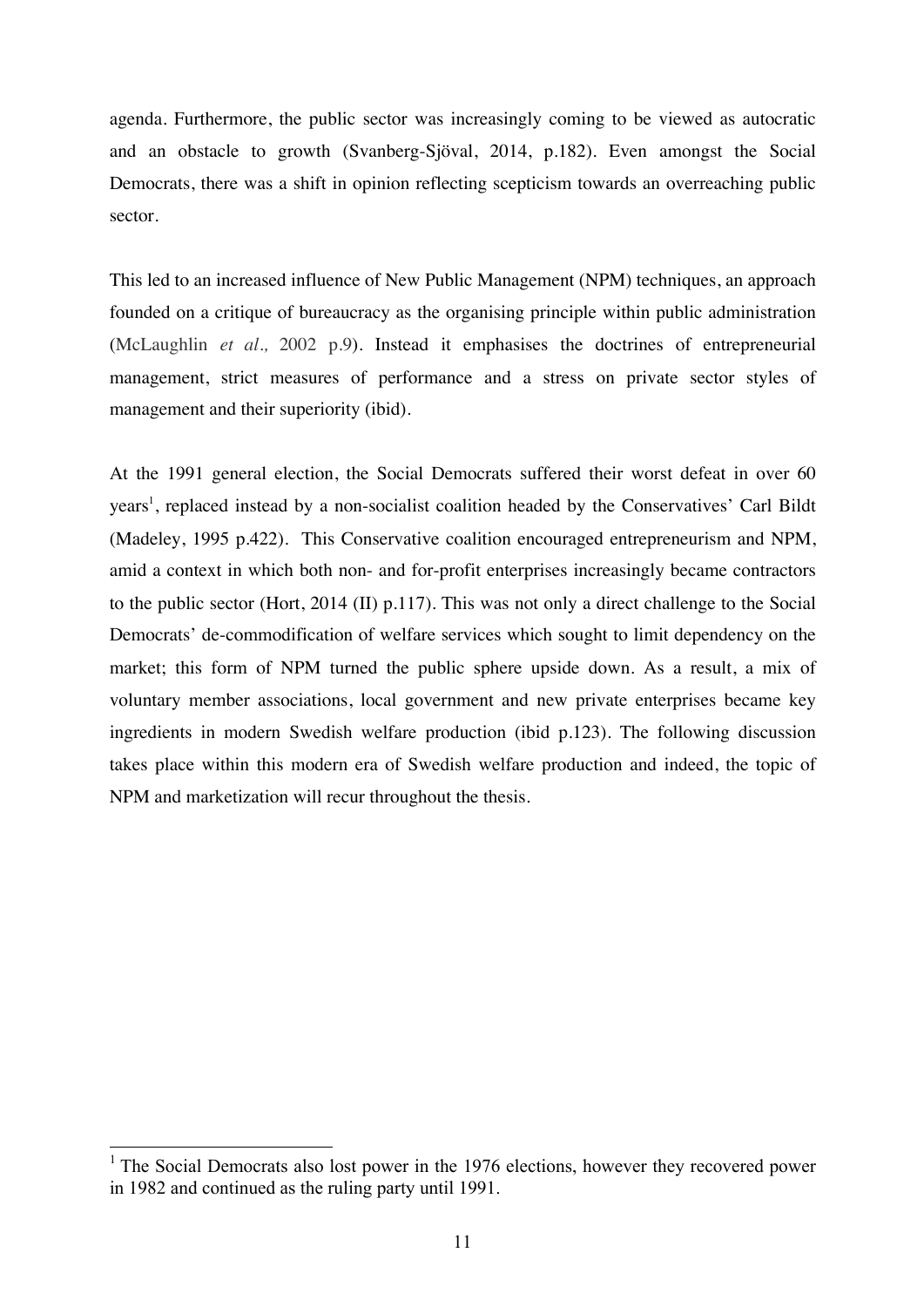agenda. Furthermore, the public sector was increasingly coming to be viewed as autocratic and an obstacle to growth (Svanberg-Sjöval, 2014, p.182). Even amongst the Social Democrats, there was a shift in opinion reflecting scepticism towards an overreaching public sector.

This led to an increased influence of New Public Management (NPM) techniques, an approach founded on a critique of bureaucracy as the organising principle within public administration (McLaughlin *et al.,* 2002 p.9). Instead it emphasises the doctrines of entrepreneurial management, strict measures of performance and a stress on private sector styles of management and their superiority (ibid).

At the 1991 general election, the Social Democrats suffered their worst defeat in over 60 years[1], replaced instead by a non-socialist coalition headed by the Conservatives' Carl Bildt (Madeley, 1995 p.422). This Conservative coalition encouraged entrepreneurism and NPM, amid a context in which both non- and for-profit enterprises increasingly became contractors to the public sector (Hort, 2014 (II) p.117). This was not only a direct challenge to the Social Democrats' de-commodification of welfare services which sought to limit dependency on the market; this form of NPM turned the public sphere upside down. As a result, a mix of voluntary member associations, local government and new private enterprises became key ingredients in modern Swedish welfare production (ibid p.123). The following discussion takes place within this modern era of Swedish welfare production and indeed, the topic of NPM and marketization will recur throughout the thesis.

---

[1] The Social Democrats also lost power in the 1976 elections, however they recovered power in 1982 and continued as the ruling party until 1991.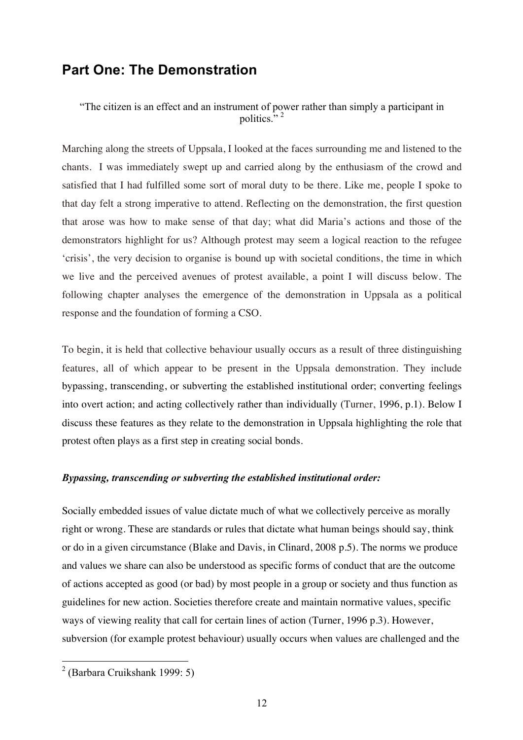## Part One: The Demonstration

"The citizen is an effect and an instrument of power rather than simply a participant in politics."[2]

Marching along the streets of Uppsala, I looked at the faces surrounding me and listened to the chants. I was immediately swept up and carried along by the enthusiasm of the crowd and satisfied that I had fulfilled some sort of moral duty to be there. Like me, people I spoke to that day felt a strong imperative to attend. Reflecting on the demonstration, the first question that arose was how to make sense of that day; what did Maria's actions and those of the demonstrators highlight for us? Although protest may seem a logical reaction to the refugee 'crisis', the very decision to organise is bound up with societal conditions, the time in which we live and the perceived avenues of protest available, a point I will discuss below. The following chapter analyses the emergence of the demonstration in Uppsala as a political response and the foundation of forming a CSO.

To begin, it is held that collective behaviour usually occurs as a result of three distinguishing features, all of which appear to be present in the Uppsala demonstration. They include bypassing, transcending, or subverting the established institutional order; converting feelings into overt action; and acting collectively rather than individually (Turner, 1996, p.1). Below I discuss these features as they relate to the demonstration in Uppsala highlighting the role that protest often plays as a first step in creating social bonds.

***Bypassing, transcending or subverting the established institutional order:***

Socially embedded issues of value dictate much of what we collectively perceive as morally right or wrong. These are standards or rules that dictate what human beings should say, think or do in a given circumstance (Blake and Davis, in Clinard, 2008 p.5). The norms we produce and values we share can also be understood as specific forms of conduct that are the outcome of actions accepted as good (or bad) by most people in a group or society and thus function as guidelines for new action. Societies therefore create and maintain normative values, specific ways of viewing reality that call for certain lines of action (Turner, 1996 p.3). However, subversion (for example protest behaviour) usually occurs when values are challenged and the

[2] (Barbara Cruikshank 1999: 5)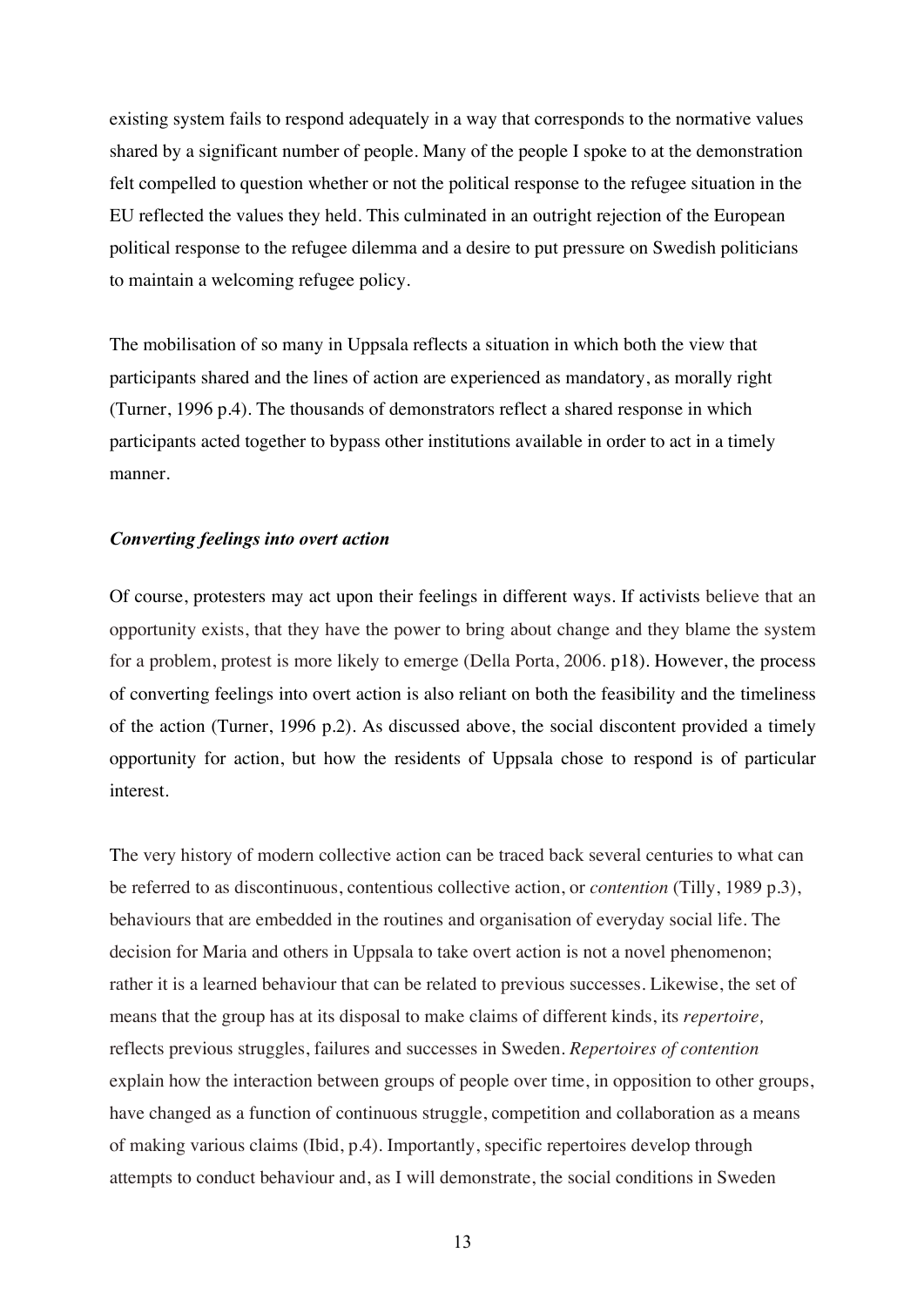existing system fails to respond adequately in a way that corresponds to the normative values shared by a significant number of people. Many of the people I spoke to at the demonstration felt compelled to question whether or not the political response to the refugee situation in the EU reflected the values they held. This culminated in an outright rejection of the European political response to the refugee dilemma and a desire to put pressure on Swedish politicians to maintain a welcoming refugee policy.

The mobilisation of so many in Uppsala reflects a situation in which both the view that participants shared and the lines of action are experienced as mandatory, as morally right (Turner, 1996 p.4). The thousands of demonstrators reflect a shared response in which participants acted together to bypass other institutions available in order to act in a timely manner.

### *Converting feelings into overt action*

Of course, protesters may act upon their feelings in different ways. If activists believe that an opportunity exists, that they have the power to bring about change and they blame the system for a problem, protest is more likely to emerge (Della Porta, 2006. p18). However, the process of converting feelings into overt action is also reliant on both the feasibility and the timeliness of the action (Turner, 1996 p.2). As discussed above, the social discontent provided a timely opportunity for action, but how the residents of Uppsala chose to respond is of particular interest.

The very history of modern collective action can be traced back several centuries to what can be referred to as discontinuous, contentious collective action, or *contention* (Tilly, 1989 p.3), behaviours that are embedded in the routines and organisation of everyday social life. The decision for Maria and others in Uppsala to take overt action is not a novel phenomenon; rather it is a learned behaviour that can be related to previous successes. Likewise, the set of means that the group has at its disposal to make claims of different kinds, its *repertoire,* reflects previous struggles, failures and successes in Sweden. *Repertoires of contention* explain how the interaction between groups of people over time, in opposition to other groups, have changed as a function of continuous struggle, competition and collaboration as a means of making various claims (Ibid, p.4). Importantly, specific repertoires develop through attempts to conduct behaviour and, as I will demonstrate, the social conditions in Sweden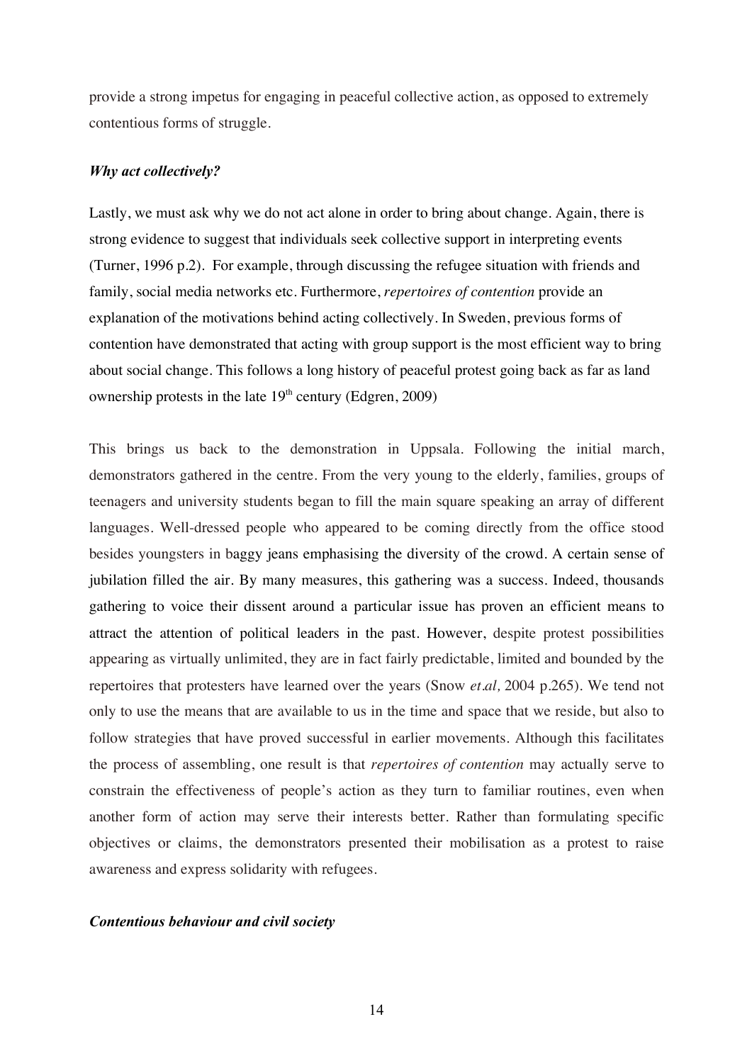provide a strong impetus for engaging in peaceful collective action, as opposed to extremely contentious forms of struggle.

### *Why act collectively?*

Lastly, we must ask why we do not act alone in order to bring about change. Again, there is strong evidence to suggest that individuals seek collective support in interpreting events (Turner, 1996 p.2). For example, through discussing the refugee situation with friends and family, social media networks etc. Furthermore, *repertoires of contention* provide an explanation of the motivations behind acting collectively. In Sweden, previous forms of contention have demonstrated that acting with group support is the most efficient way to bring about social change. This follows a long history of peaceful protest going back as far as land ownership protests in the late 19th century (Edgren, 2009)

This brings us back to the demonstration in Uppsala. Following the initial march, demonstrators gathered in the centre. From the very young to the elderly, families, groups of teenagers and university students began to fill the main square speaking an array of different languages. Well-dressed people who appeared to be coming directly from the office stood besides youngsters in baggy jeans emphasising the diversity of the crowd. A certain sense of jubilation filled the air. By many measures, this gathering was a success. Indeed, thousands gathering to voice their dissent around a particular issue has proven an efficient means to attract the attention of political leaders in the past. However, despite protest possibilities appearing as virtually unlimited, they are in fact fairly predictable, limited and bounded by the repertoires that protesters have learned over the years (Snow *et.al,* 2004 p.265). We tend not only to use the means that are available to us in the time and space that we reside, but also to follow strategies that have proved successful in earlier movements. Although this facilitates the process of assembling, one result is that *repertoires of contention* may actually serve to constrain the effectiveness of people's action as they turn to familiar routines, even when another form of action may serve their interests better. Rather than formulating specific objectives or claims, the demonstrators presented their mobilisation as a protest to raise awareness and express solidarity with refugees.

### *Contentious behaviour and civil society*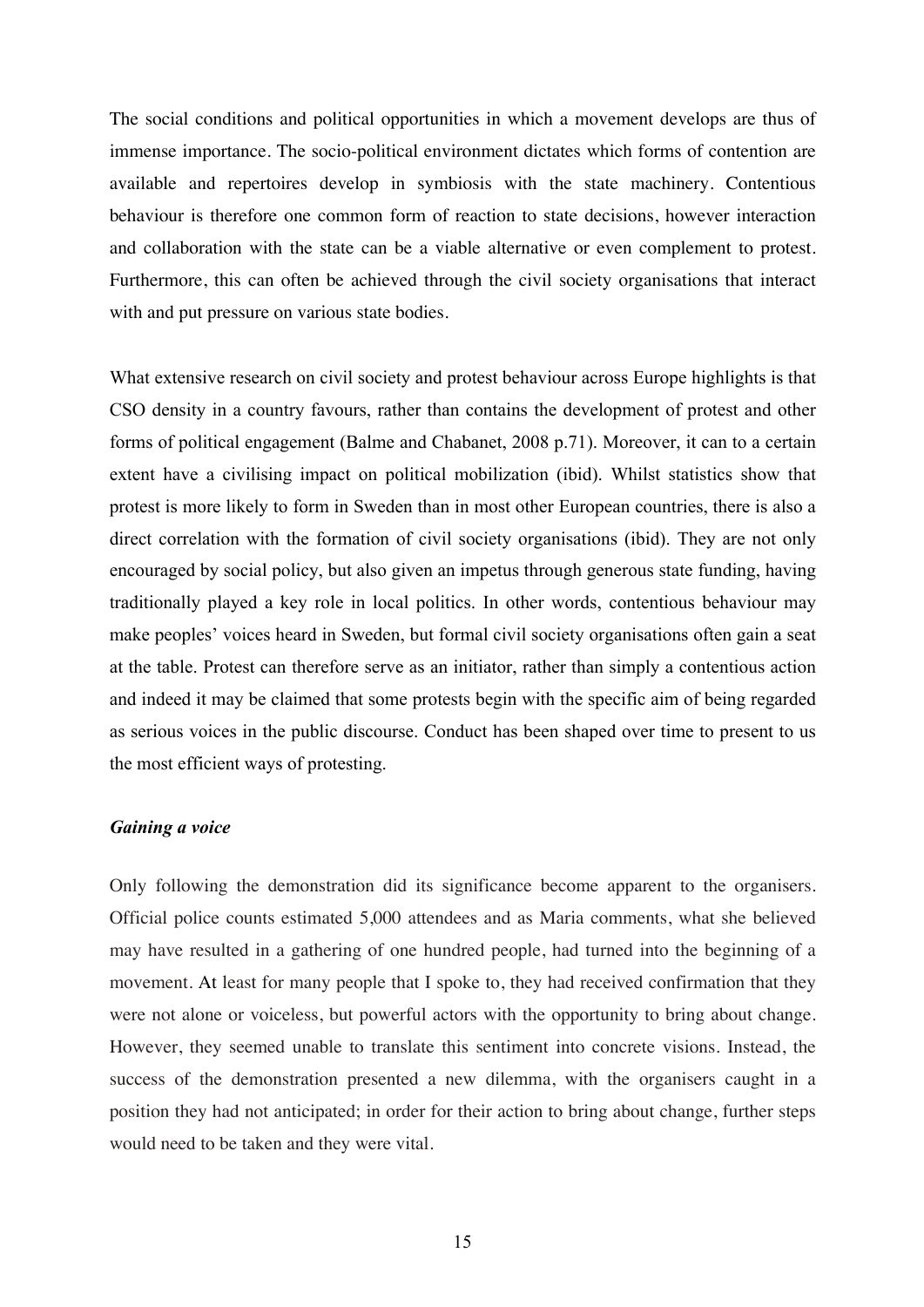The social conditions and political opportunities in which a movement develops are thus of immense importance. The socio-political environment dictates which forms of contention are available and repertoires develop in symbiosis with the state machinery. Contentious behaviour is therefore one common form of reaction to state decisions, however interaction and collaboration with the state can be a viable alternative or even complement to protest. Furthermore, this can often be achieved through the civil society organisations that interact with and put pressure on various state bodies.

What extensive research on civil society and protest behaviour across Europe highlights is that CSO density in a country favours, rather than contains the development of protest and other forms of political engagement (Balme and Chabanet, 2008 p.71). Moreover, it can to a certain extent have a civilising impact on political mobilization (ibid). Whilst statistics show that protest is more likely to form in Sweden than in most other European countries, there is also a direct correlation with the formation of civil society organisations (ibid). They are not only encouraged by social policy, but also given an impetus through generous state funding, having traditionally played a key role in local politics. In other words, contentious behaviour may make peoples' voices heard in Sweden, but formal civil society organisations often gain a seat at the table. Protest can therefore serve as an initiator, rather than simply a contentious action and indeed it may be claimed that some protests begin with the specific aim of being regarded as serious voices in the public discourse. Conduct has been shaped over time to present to us the most efficient ways of protesting.

### *Gaining a voice*

Only following the demonstration did its significance become apparent to the organisers. Official police counts estimated 5,000 attendees and as Maria comments, what she believed may have resulted in a gathering of one hundred people, had turned into the beginning of a movement. At least for many people that I spoke to, they had received confirmation that they were not alone or voiceless, but powerful actors with the opportunity to bring about change. However, they seemed unable to translate this sentiment into concrete visions. Instead, the success of the demonstration presented a new dilemma, with the organisers caught in a position they had not anticipated; in order for their action to bring about change, further steps would need to be taken and they were vital.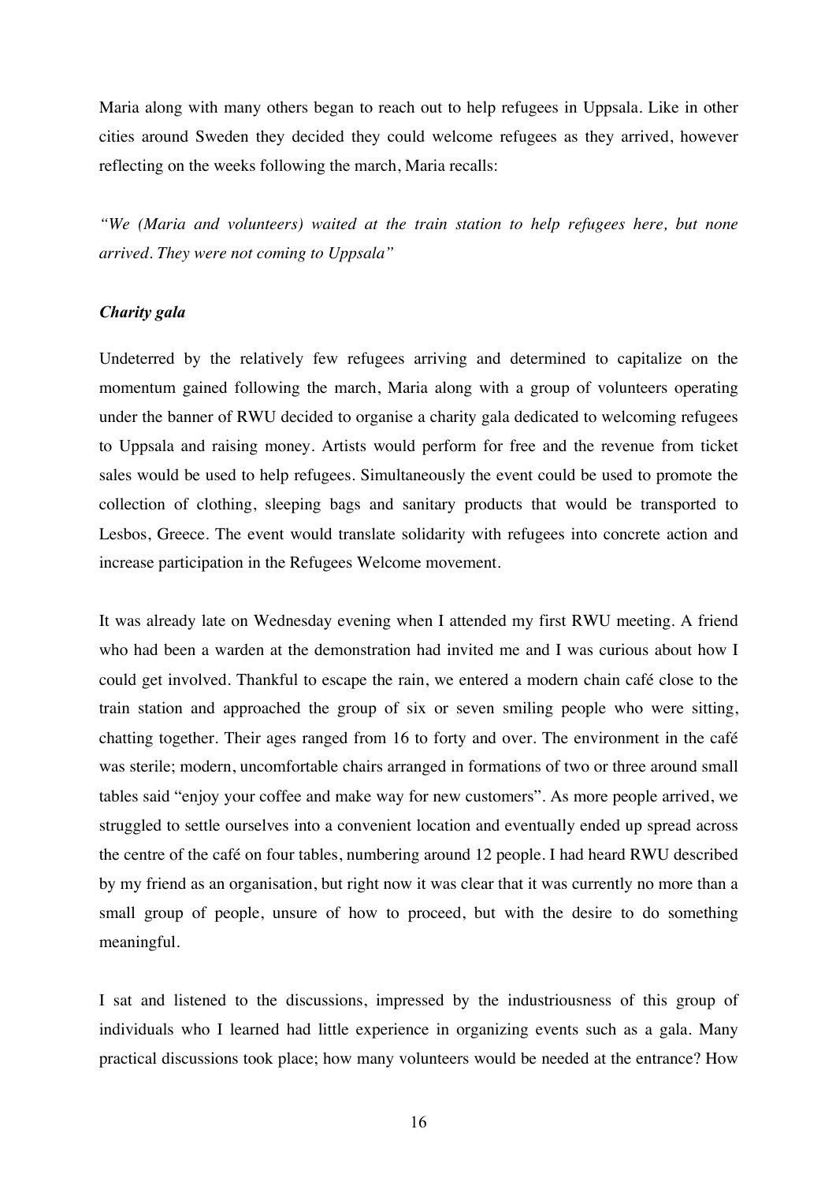Maria along with many others began to reach out to help refugees in Uppsala. Like in other cities around Sweden they decided they could welcome refugees as they arrived, however reflecting on the weeks following the march, Maria recalls:

*"We (Maria and volunteers) waited at the train station to help refugees here, but none arrived. They were not coming to Uppsala"*

### *Charity gala*

Undeterred by the relatively few refugees arriving and determined to capitalize on the momentum gained following the march, Maria along with a group of volunteers operating under the banner of RWU decided to organise a charity gala dedicated to welcoming refugees to Uppsala and raising money. Artists would perform for free and the revenue from ticket sales would be used to help refugees. Simultaneously the event could be used to promote the collection of clothing, sleeping bags and sanitary products that would be transported to Lesbos, Greece. The event would translate solidarity with refugees into concrete action and increase participation in the Refugees Welcome movement.

It was already late on Wednesday evening when I attended my first RWU meeting. A friend who had been a warden at the demonstration had invited me and I was curious about how I could get involved. Thankful to escape the rain, we entered a modern chain café close to the train station and approached the group of six or seven smiling people who were sitting, chatting together. Their ages ranged from 16 to forty and over. The environment in the café was sterile; modern, uncomfortable chairs arranged in formations of two or three around small tables said "enjoy your coffee and make way for new customers". As more people arrived, we struggled to settle ourselves into a convenient location and eventually ended up spread across the centre of the café on four tables, numbering around 12 people. I had heard RWU described by my friend as an organisation, but right now it was clear that it was currently no more than a small group of people, unsure of how to proceed, but with the desire to do something meaningful.

I sat and listened to the discussions, impressed by the industriousness of this group of individuals who I learned had little experience in organizing events such as a gala. Many practical discussions took place; how many volunteers would be needed at the entrance? How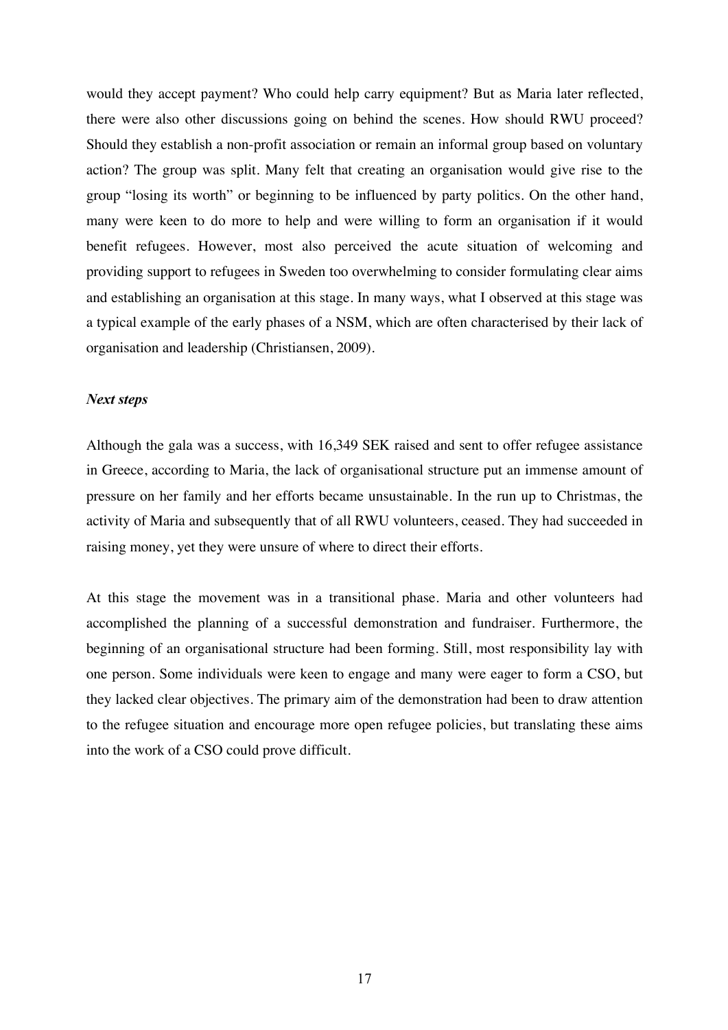would they accept payment? Who could help carry equipment? But as Maria later reflected, there were also other discussions going on behind the scenes. How should RWU proceed? Should they establish a non-profit association or remain an informal group based on voluntary action? The group was split. Many felt that creating an organisation would give rise to the group "losing its worth" or beginning to be influenced by party politics. On the other hand, many were keen to do more to help and were willing to form an organisation if it would benefit refugees. However, most also perceived the acute situation of welcoming and providing support to refugees in Sweden too overwhelming to consider formulating clear aims and establishing an organisation at this stage. In many ways, what I observed at this stage was a typical example of the early phases of a NSM, which are often characterised by their lack of organisation and leadership (Christiansen, 2009).

***Next steps***

Although the gala was a success, with 16,349 SEK raised and sent to offer refugee assistance in Greece, according to Maria, the lack of organisational structure put an immense amount of pressure on her family and her efforts became unsustainable. In the run up to Christmas, the activity of Maria and subsequently that of all RWU volunteers, ceased. They had succeeded in raising money, yet they were unsure of where to direct their efforts.

At this stage the movement was in a transitional phase. Maria and other volunteers had accomplished the planning of a successful demonstration and fundraiser. Furthermore, the beginning of an organisational structure had been forming. Still, most responsibility lay with one person. Some individuals were keen to engage and many were eager to form a CSO, but they lacked clear objectives. The primary aim of the demonstration had been to draw attention to the refugee situation and encourage more open refugee policies, but translating these aims into the work of a CSO could prove difficult.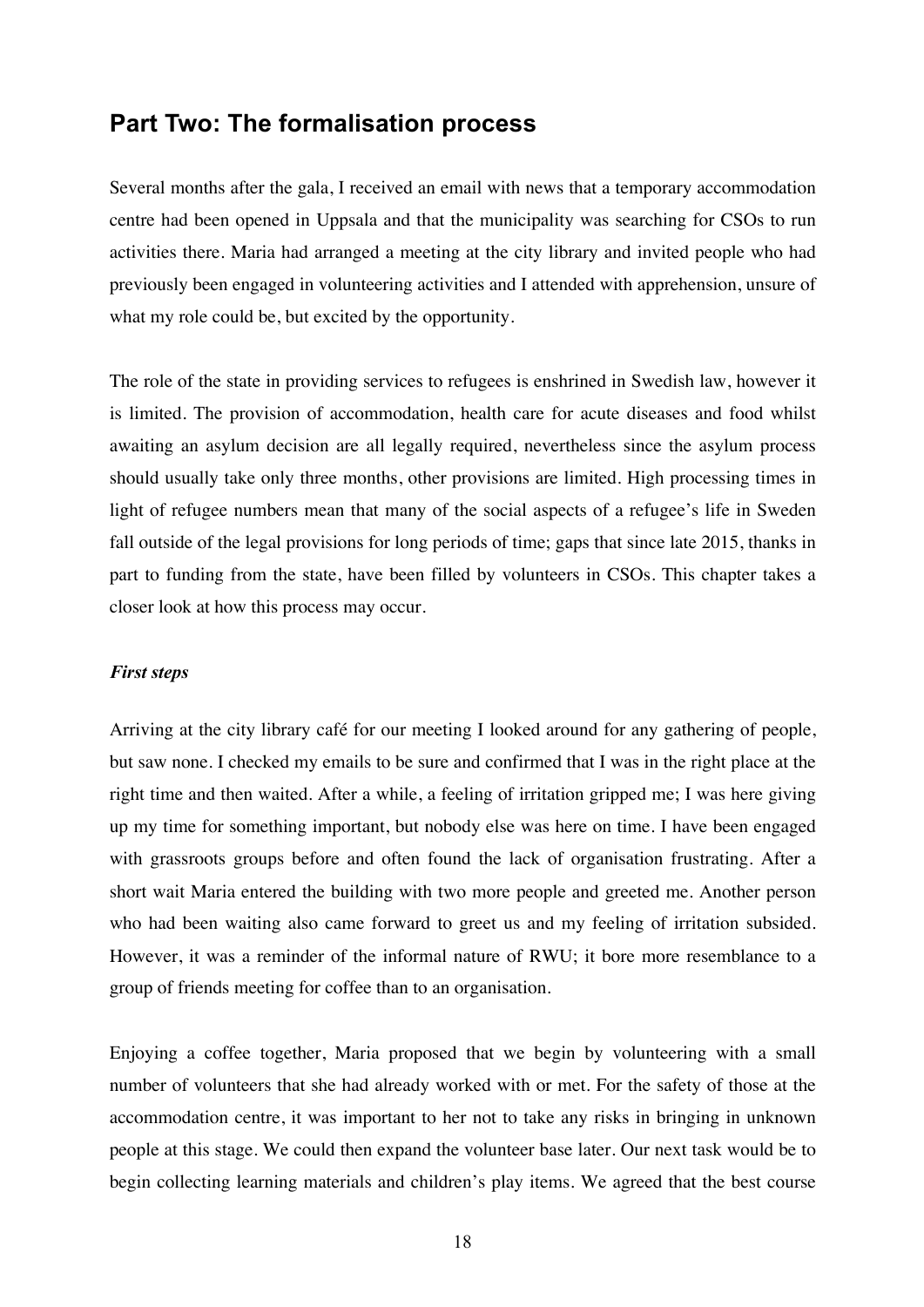## Part Two: The formalisation process

Several months after the gala, I received an email with news that a temporary accommodation centre had been opened in Uppsala and that the municipality was searching for CSOs to run activities there. Maria had arranged a meeting at the city library and invited people who had previously been engaged in volunteering activities and I attended with apprehension, unsure of what my role could be, but excited by the opportunity.

The role of the state in providing services to refugees is enshrined in Swedish law, however it is limited. The provision of accommodation, health care for acute diseases and food whilst awaiting an asylum decision are all legally required, nevertheless since the asylum process should usually take only three months, other provisions are limited. High processing times in light of refugee numbers mean that many of the social aspects of a refugee's life in Sweden fall outside of the legal provisions for long periods of time; gaps that since late 2015, thanks in part to funding from the state, have been filled by volunteers in CSOs. This chapter takes a closer look at how this process may occur.

### *First steps*

Arriving at the city library café for our meeting I looked around for any gathering of people, but saw none. I checked my emails to be sure and confirmed that I was in the right place at the right time and then waited. After a while, a feeling of irritation gripped me; I was here giving up my time for something important, but nobody else was here on time. I have been engaged with grassroots groups before and often found the lack of organisation frustrating. After a short wait Maria entered the building with two more people and greeted me. Another person who had been waiting also came forward to greet us and my feeling of irritation subsided. However, it was a reminder of the informal nature of RWU; it bore more resemblance to a group of friends meeting for coffee than to an organisation.

Enjoying a coffee together, Maria proposed that we begin by volunteering with a small number of volunteers that she had already worked with or met. For the safety of those at the accommodation centre, it was important to her not to take any risks in bringing in unknown people at this stage. We could then expand the volunteer base later. Our next task would be to begin collecting learning materials and children's play items. We agreed that the best course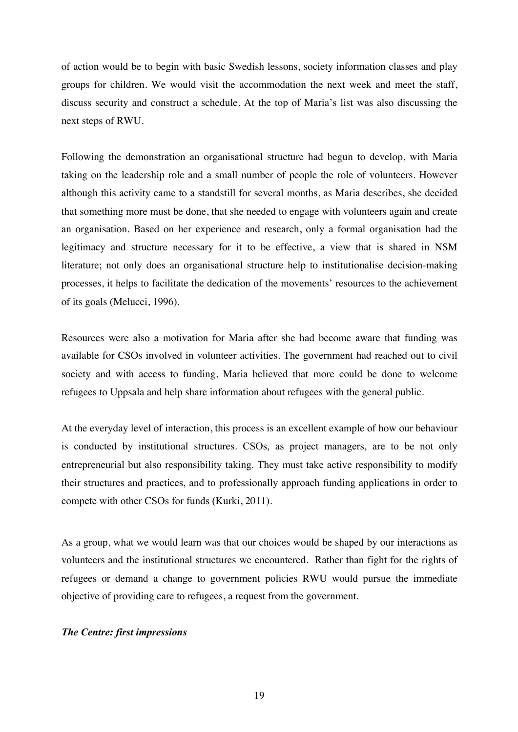of action would be to begin with basic Swedish lessons, society information classes and play groups for children. We would visit the accommodation the next week and meet the staff, discuss security and construct a schedule. At the top of Maria's list was also discussing the next steps of RWU.

Following the demonstration an organisational structure had begun to develop, with Maria taking on the leadership role and a small number of people the role of volunteers. However although this activity came to a standstill for several months, as Maria describes, she decided that something more must be done, that she needed to engage with volunteers again and create an organisation. Based on her experience and research, only a formal organisation had the legitimacy and structure necessary for it to be effective, a view that is shared in NSM literature; not only does an organisational structure help to institutionalise decision-making processes, it helps to facilitate the dedication of the movements' resources to the achievement of its goals (Melucci, 1996).

Resources were also a motivation for Maria after she had become aware that funding was available for CSOs involved in volunteer activities. The government had reached out to civil society and with access to funding, Maria believed that more could be done to welcome refugees to Uppsala and help share information about refugees with the general public.

At the everyday level of interaction, this process is an excellent example of how our behaviour is conducted by institutional structures. CSOs, as project managers, are to be not only entrepreneurial but also responsibility taking. They must take active responsibility to modify their structures and practices, and to professionally approach funding applications in order to compete with other CSOs for funds (Kurki, 2011).

As a group, what we would learn was that our choices would be shaped by our interactions as volunteers and the institutional structures we encountered. Rather than fight for the rights of refugees or demand a change to government policies RWU would pursue the immediate objective of providing care to refugees, a request from the government.

***The Centre: first impressions***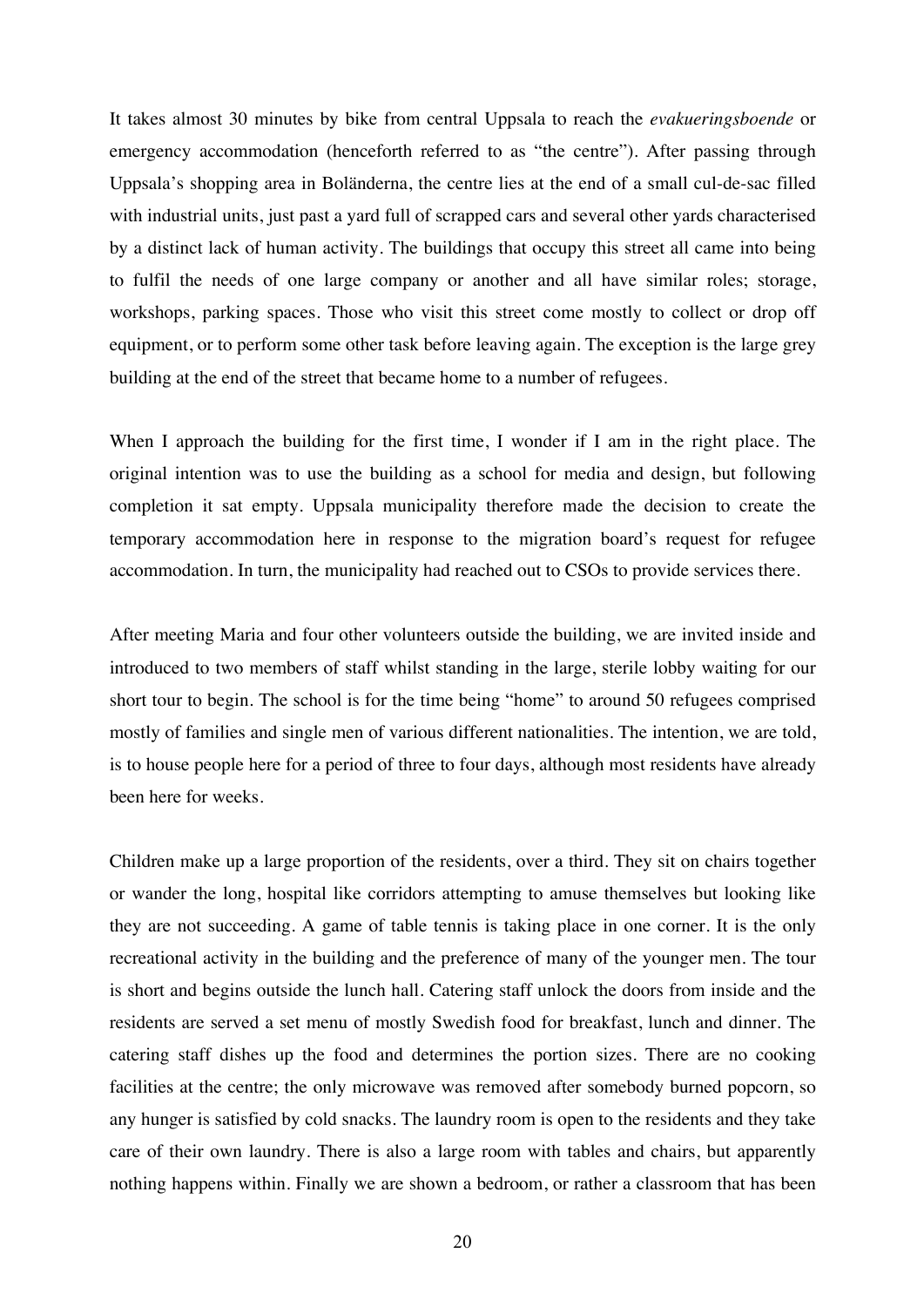It takes almost 30 minutes by bike from central Uppsala to reach the *evakueringsboende* or emergency accommodation (henceforth referred to as "the centre"). After passing through Uppsala's shopping area in Boländerna, the centre lies at the end of a small cul-de-sac filled with industrial units, just past a yard full of scrapped cars and several other yards characterised by a distinct lack of human activity. The buildings that occupy this street all came into being to fulfil the needs of one large company or another and all have similar roles; storage, workshops, parking spaces. Those who visit this street come mostly to collect or drop off equipment, or to perform some other task before leaving again. The exception is the large grey building at the end of the street that became home to a number of refugees.

When I approach the building for the first time, I wonder if I am in the right place. The original intention was to use the building as a school for media and design, but following completion it sat empty. Uppsala municipality therefore made the decision to create the temporary accommodation here in response to the migration board's request for refugee accommodation. In turn, the municipality had reached out to CSOs to provide services there.

After meeting Maria and four other volunteers outside the building, we are invited inside and introduced to two members of staff whilst standing in the large, sterile lobby waiting for our short tour to begin. The school is for the time being "home" to around 50 refugees comprised mostly of families and single men of various different nationalities. The intention, we are told, is to house people here for a period of three to four days, although most residents have already been here for weeks.

Children make up a large proportion of the residents, over a third. They sit on chairs together or wander the long, hospital like corridors attempting to amuse themselves but looking like they are not succeeding. A game of table tennis is taking place in one corner. It is the only recreational activity in the building and the preference of many of the younger men. The tour is short and begins outside the lunch hall. Catering staff unlock the doors from inside and the residents are served a set menu of mostly Swedish food for breakfast, lunch and dinner. The catering staff dishes up the food and determines the portion sizes. There are no cooking facilities at the centre; the only microwave was removed after somebody burned popcorn, so any hunger is satisfied by cold snacks. The laundry room is open to the residents and they take care of their own laundry. There is also a large room with tables and chairs, but apparently nothing happens within. Finally we are shown a bedroom, or rather a classroom that has been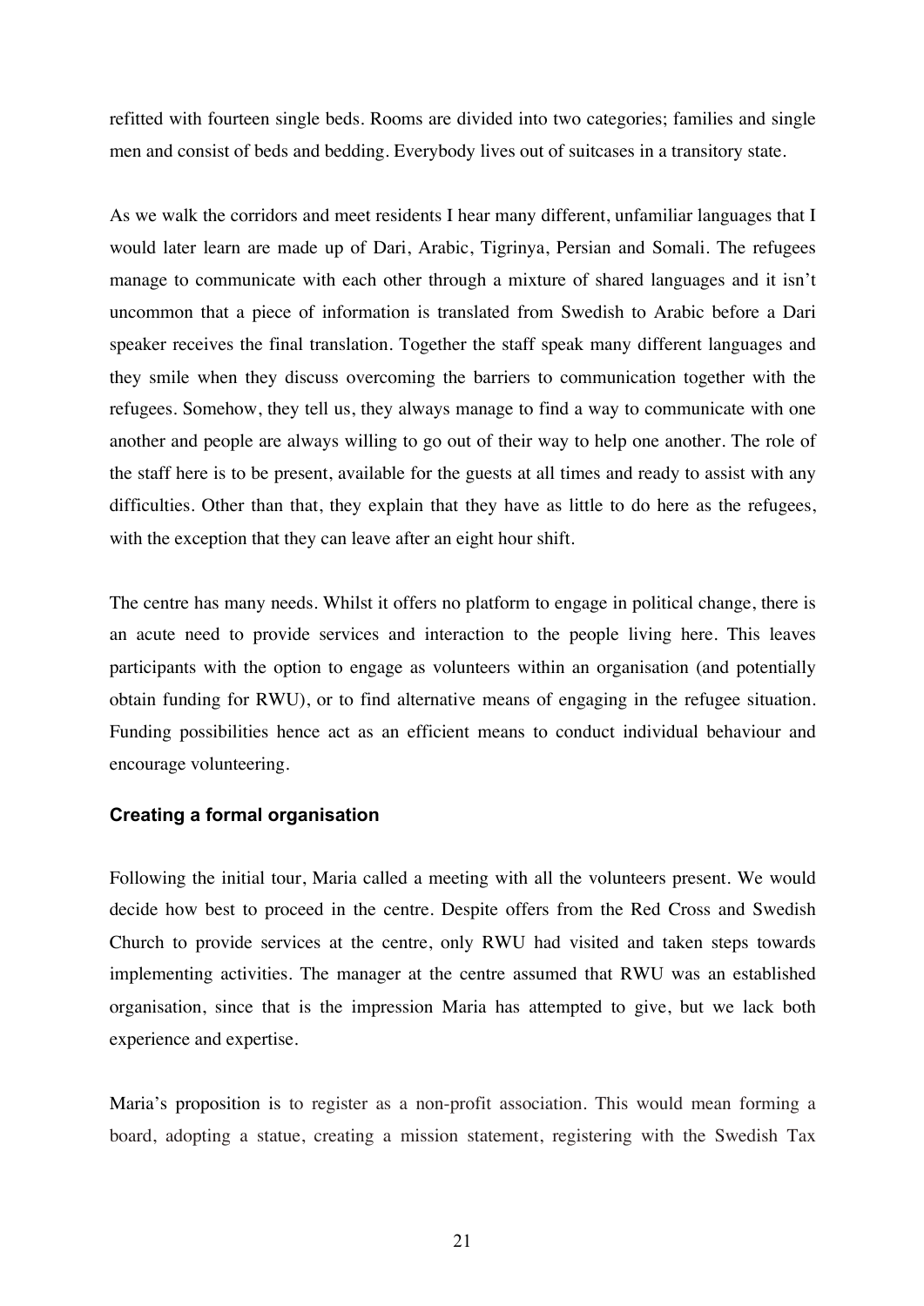refitted with fourteen single beds. Rooms are divided into two categories; families and single men and consist of beds and bedding. Everybody lives out of suitcases in a transitory state.

As we walk the corridors and meet residents I hear many different, unfamiliar languages that I would later learn are made up of Dari, Arabic, Tigrinya, Persian and Somali. The refugees manage to communicate with each other through a mixture of shared languages and it isn't uncommon that a piece of information is translated from Swedish to Arabic before a Dari speaker receives the final translation. Together the staff speak many different languages and they smile when they discuss overcoming the barriers to communication together with the refugees. Somehow, they tell us, they always manage to find a way to communicate with one another and people are always willing to go out of their way to help one another. The role of the staff here is to be present, available for the guests at all times and ready to assist with any difficulties. Other than that, they explain that they have as little to do here as the refugees, with the exception that they can leave after an eight hour shift.

The centre has many needs. Whilst it offers no platform to engage in political change, there is an acute need to provide services and interaction to the people living here. This leaves participants with the option to engage as volunteers within an organisation (and potentially obtain funding for RWU), or to find alternative means of engaging in the refugee situation. Funding possibilities hence act as an efficient means to conduct individual behaviour and encourage volunteering.

### Creating a formal organisation

Following the initial tour, Maria called a meeting with all the volunteers present. We would decide how best to proceed in the centre. Despite offers from the Red Cross and Swedish Church to provide services at the centre, only RWU had visited and taken steps towards implementing activities. The manager at the centre assumed that RWU was an established organisation, since that is the impression Maria has attempted to give, but we lack both experience and expertise.

Maria's proposition is to register as a non-profit association. This would mean forming a board, adopting a statue, creating a mission statement, registering with the Swedish Tax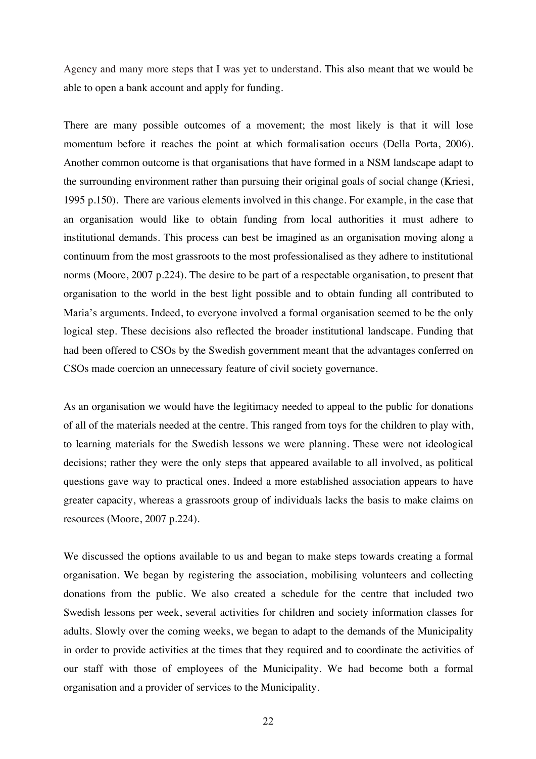Agency and many more steps that I was yet to understand. This also meant that we would be able to open a bank account and apply for funding.

There are many possible outcomes of a movement; the most likely is that it will lose momentum before it reaches the point at which formalisation occurs (Della Porta, 2006). Another common outcome is that organisations that have formed in a NSM landscape adapt to the surrounding environment rather than pursuing their original goals of social change (Kriesi, 1995 p.150). There are various elements involved in this change. For example, in the case that an organisation would like to obtain funding from local authorities it must adhere to institutional demands. This process can best be imagined as an organisation moving along a continuum from the most grassroots to the most professionalised as they adhere to institutional norms (Moore, 2007 p.224). The desire to be part of a respectable organisation, to present that organisation to the world in the best light possible and to obtain funding all contributed to Maria's arguments. Indeed, to everyone involved a formal organisation seemed to be the only logical step. These decisions also reflected the broader institutional landscape. Funding that had been offered to CSOs by the Swedish government meant that the advantages conferred on CSOs made coercion an unnecessary feature of civil society governance.

As an organisation we would have the legitimacy needed to appeal to the public for donations of all of the materials needed at the centre. This ranged from toys for the children to play with, to learning materials for the Swedish lessons we were planning. These were not ideological decisions; rather they were the only steps that appeared available to all involved, as political questions gave way to practical ones. Indeed a more established association appears to have greater capacity, whereas a grassroots group of individuals lacks the basis to make claims on resources (Moore, 2007 p.224).

We discussed the options available to us and began to make steps towards creating a formal organisation. We began by registering the association, mobilising volunteers and collecting donations from the public. We also created a schedule for the centre that included two Swedish lessons per week, several activities for children and society information classes for adults. Slowly over the coming weeks, we began to adapt to the demands of the Municipality in order to provide activities at the times that they required and to coordinate the activities of our staff with those of employees of the Municipality. We had become both a formal organisation and a provider of services to the Municipality.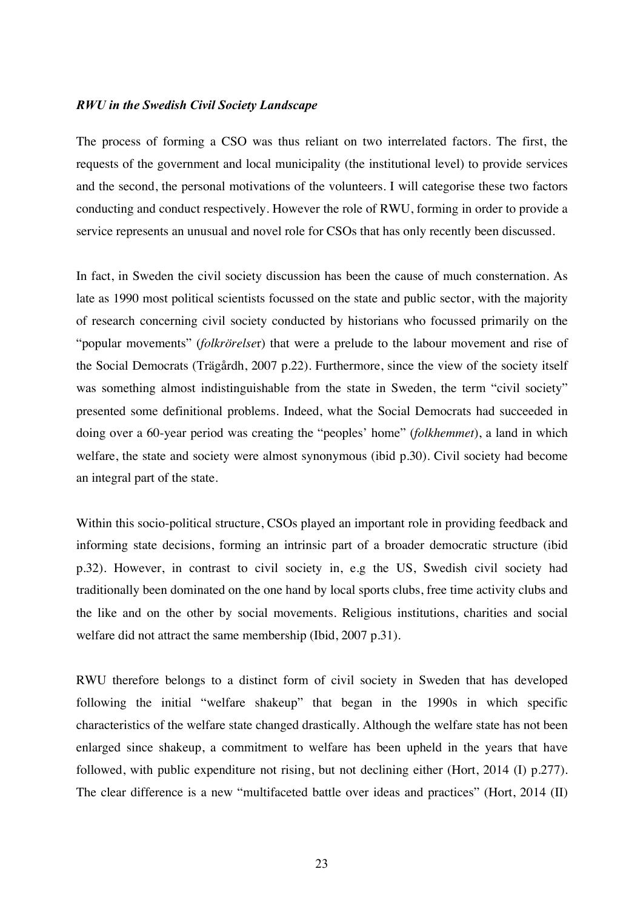***RWU in the Swedish Civil Society Landscape***

The process of forming a CSO was thus reliant on two interrelated factors. The first, the requests of the government and local municipality (the institutional level) to provide services and the second, the personal motivations of the volunteers. I will categorise these two factors conducting and conduct respectively. However the role of RWU, forming in order to provide a service represents an unusual and novel role for CSOs that has only recently been discussed.

In fact, in Sweden the civil society discussion has been the cause of much consternation. As late as 1990 most political scientists focussed on the state and public sector, with the majority of research concerning civil society conducted by historians who focussed primarily on the "popular movements" (*folkrörelse*r) that were a prelude to the labour movement and rise of the Social Democrats (Trägårdh, 2007 p.22). Furthermore, since the view of the society itself was something almost indistinguishable from the state in Sweden, the term "civil society" presented some definitional problems. Indeed, what the Social Democrats had succeeded in doing over a 60-year period was creating the "peoples' home" (*folkhemmet*), a land in which welfare, the state and society were almost synonymous (ibid p.30). Civil society had become an integral part of the state.

Within this socio-political structure, CSOs played an important role in providing feedback and informing state decisions, forming an intrinsic part of a broader democratic structure (ibid p.32). However, in contrast to civil society in, e.g the US, Swedish civil society had traditionally been dominated on the one hand by local sports clubs, free time activity clubs and the like and on the other by social movements. Religious institutions, charities and social welfare did not attract the same membership (Ibid, 2007 p.31).

RWU therefore belongs to a distinct form of civil society in Sweden that has developed following the initial "welfare shakeup" that began in the 1990s in which specific characteristics of the welfare state changed drastically. Although the welfare state has not been enlarged since shakeup, a commitment to welfare has been upheld in the years that have followed, with public expenditure not rising, but not declining either (Hort, 2014 (I) p.277). The clear difference is a new "multifaceted battle over ideas and practices" (Hort, 2014 (II)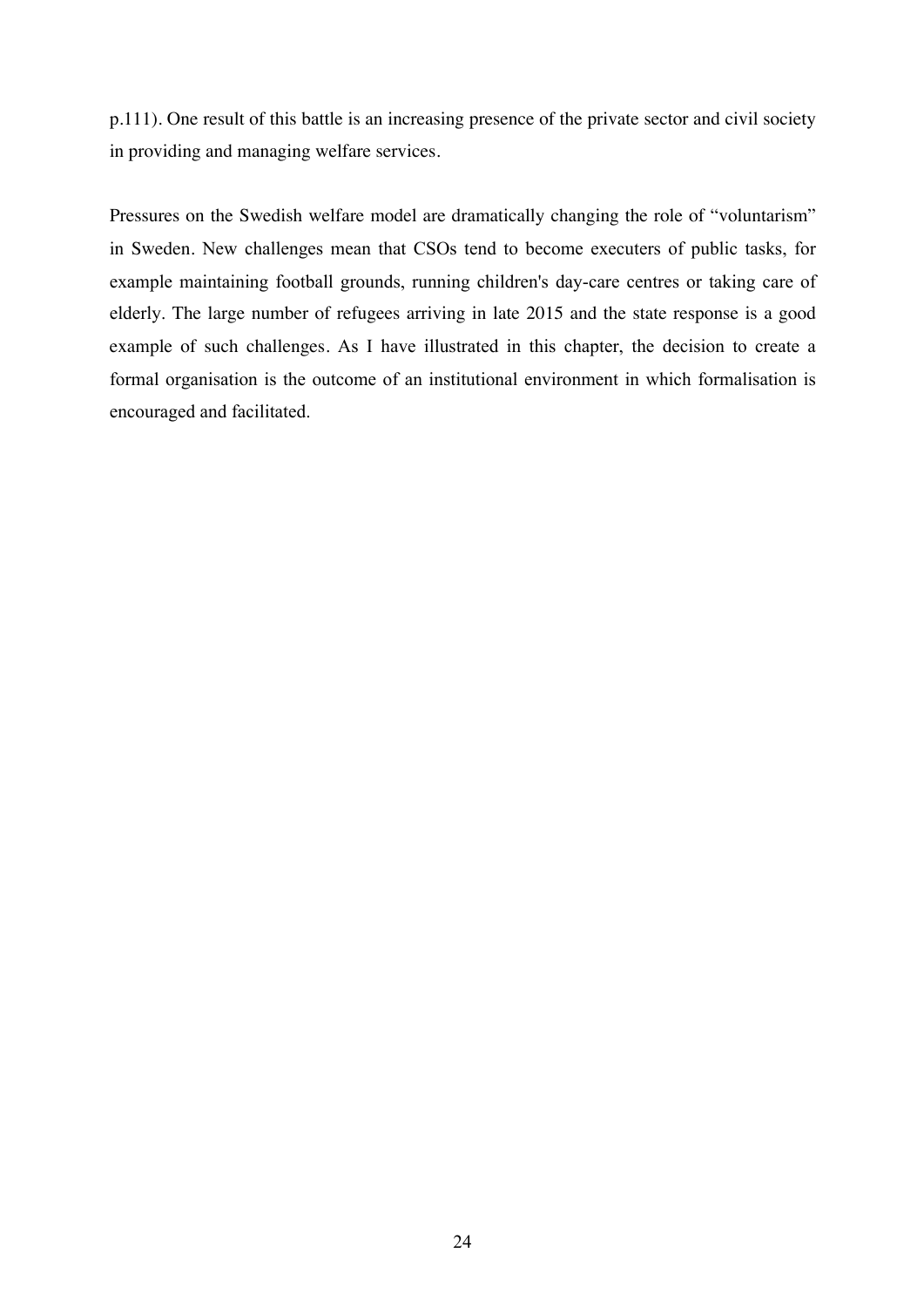p.111). One result of this battle is an increasing presence of the private sector and civil society in providing and managing welfare services.

Pressures on the Swedish welfare model are dramatically changing the role of "voluntarism" in Sweden. New challenges mean that CSOs tend to become executers of public tasks, for example maintaining football grounds, running children's day-care centres or taking care of elderly. The large number of refugees arriving in late 2015 and the state response is a good example of such challenges. As I have illustrated in this chapter, the decision to create a formal organisation is the outcome of an institutional environment in which formalisation is encouraged and facilitated.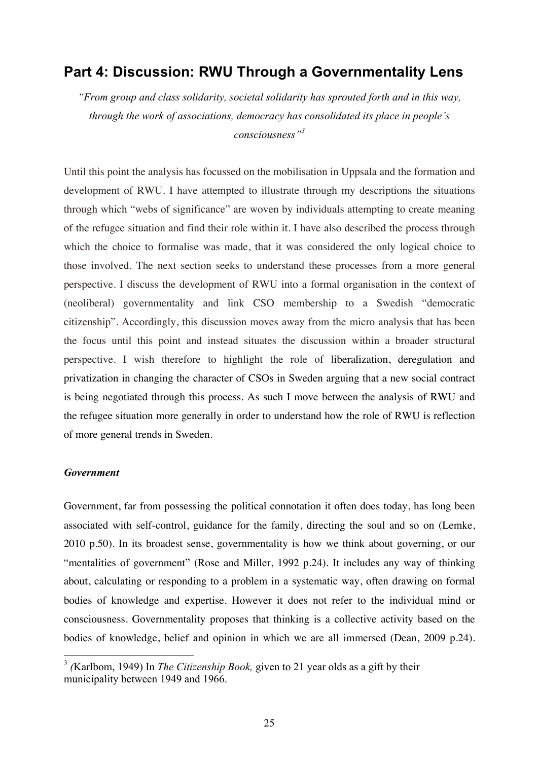## Part 4: Discussion: RWU Through a Governmentality Lens

*"From group and class solidarity, societal solidarity has sprouted forth and in this way, through the work of associations, democracy has consolidated its place in people's consciousness"*[3]

Until this point the analysis has focussed on the mobilisation in Uppsala and the formation and development of RWU. I have attempted to illustrate through my descriptions the situations through which "webs of significance" are woven by individuals attempting to create meaning of the refugee situation and find their role within it. I have also described the process through which the choice to formalise was made, that it was considered the only logical choice to those involved. The next section seeks to understand these processes from a more general perspective. I discuss the development of RWU into a formal organisation in the context of (neoliberal) governmentality and link CSO membership to a Swedish "democratic citizenship". Accordingly, this discussion moves away from the micro analysis that has been the focus until this point and instead situates the discussion within a broader structural perspective. I wish therefore to highlight the role of liberalization, deregulation and privatization in changing the character of CSOs in Sweden arguing that a new social contract is being negotiated through this process. As such I move between the analysis of RWU and the refugee situation more generally in order to understand how the role of RWU is reflection of more general trends in Sweden.

### *Government*

Government, far from possessing the political connotation it often does today, has long been associated with self-control, guidance for the family, directing the soul and so on (Lemke, 2010 p.50). In its broadest sense, governmentality is how we think about governing, or our "mentalities of government" (Rose and Miller, 1992 p.24). It includes any way of thinking about, calculating or responding to a problem in a systematic way, often drawing on formal bodies of knowledge and expertise. However it does not refer to the individual mind or consciousness. Governmentality proposes that thinking is a collective activity based on the bodies of knowledge, belief and opinion in which we are all immersed (Dean, 2009 p.24).

---

[3] *(*Karlbom, 1949) In *The Citizenship Book,* given to 21 year olds as a gift by their municipality between 1949 and 1966.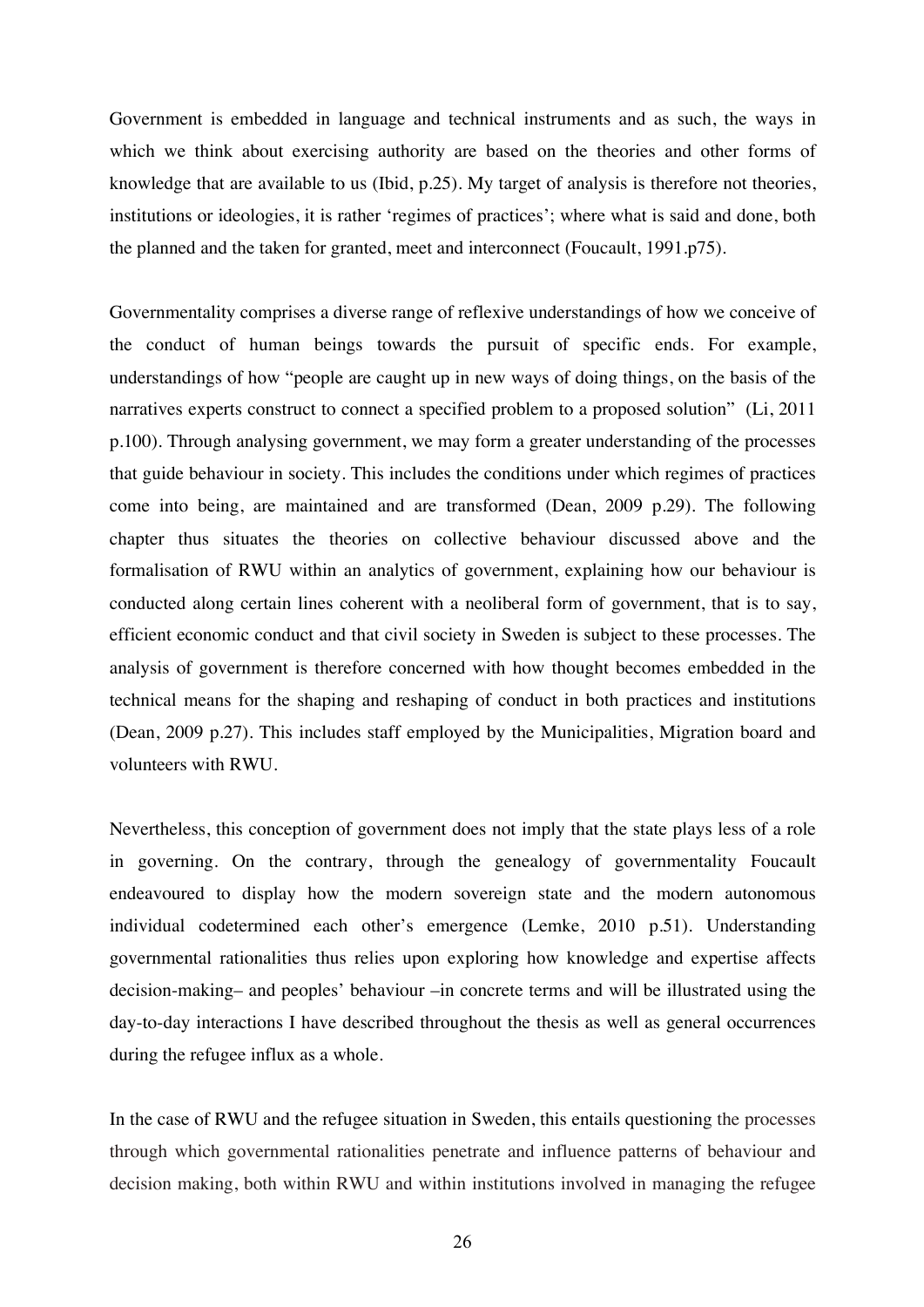Government is embedded in language and technical instruments and as such, the ways in which we think about exercising authority are based on the theories and other forms of knowledge that are available to us (Ibid, p.25). My target of analysis is therefore not theories, institutions or ideologies, it is rather 'regimes of practices'; where what is said and done, both the planned and the taken for granted, meet and interconnect (Foucault, 1991.p75).

Governmentality comprises a diverse range of reflexive understandings of how we conceive of the conduct of human beings towards the pursuit of specific ends. For example, understandings of how "people are caught up in new ways of doing things, on the basis of the narratives experts construct to connect a specified problem to a proposed solution" (Li, 2011 p.100). Through analysing government, we may form a greater understanding of the processes that guide behaviour in society. This includes the conditions under which regimes of practices come into being, are maintained and are transformed (Dean, 2009 p.29). The following chapter thus situates the theories on collective behaviour discussed above and the formalisation of RWU within an analytics of government, explaining how our behaviour is conducted along certain lines coherent with a neoliberal form of government, that is to say, efficient economic conduct and that civil society in Sweden is subject to these processes. The analysis of government is therefore concerned with how thought becomes embedded in the technical means for the shaping and reshaping of conduct in both practices and institutions (Dean, 2009 p.27). This includes staff employed by the Municipalities, Migration board and volunteers with RWU.

Nevertheless, this conception of government does not imply that the state plays less of a role in governing. On the contrary, through the genealogy of governmentality Foucault endeavoured to display how the modern sovereign state and the modern autonomous individual codetermined each other's emergence (Lemke, 2010 p.51). Understanding governmental rationalities thus relies upon exploring how knowledge and expertise affects decision-making– and peoples' behaviour –in concrete terms and will be illustrated using the day-to-day interactions I have described throughout the thesis as well as general occurrences during the refugee influx as a whole.

In the case of RWU and the refugee situation in Sweden, this entails questioning the processes through which governmental rationalities penetrate and influence patterns of behaviour and decision making, both within RWU and within institutions involved in managing the refugee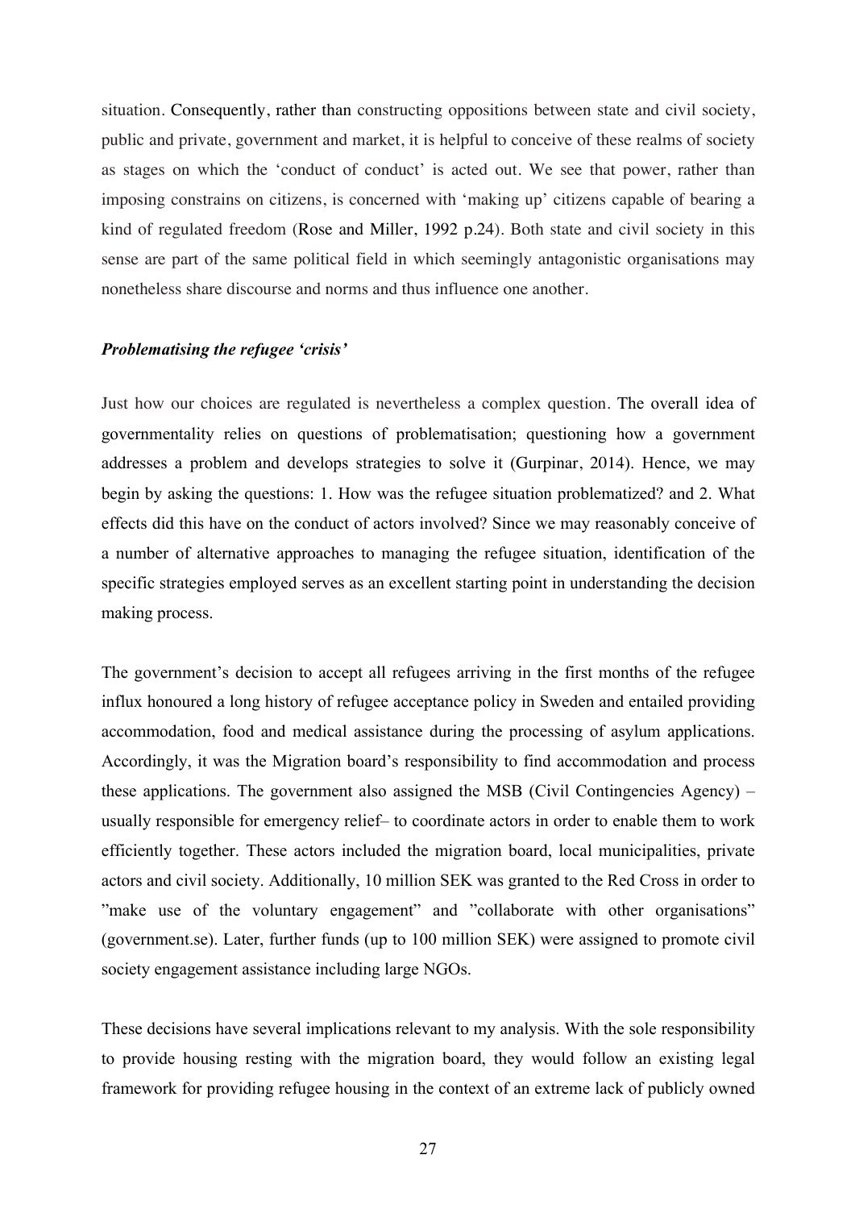situation. Consequently, rather than constructing oppositions between state and civil society, public and private, government and market, it is helpful to conceive of these realms of society as stages on which the 'conduct of conduct' is acted out. We see that power, rather than imposing constrains on citizens, is concerned with 'making up' citizens capable of bearing a kind of regulated freedom (Rose and Miller, 1992 p.24). Both state and civil society in this sense are part of the same political field in which seemingly antagonistic organisations may nonetheless share discourse and norms and thus influence one another.

### ***Problematising the refugee 'crisis'***

Just how our choices are regulated is nevertheless a complex question. The overall idea of governmentality relies on questions of problematisation; questioning how a government addresses a problem and develops strategies to solve it (Gurpinar, 2014). Hence, we may begin by asking the questions: 1. How was the refugee situation problematized? and 2. What effects did this have on the conduct of actors involved? Since we may reasonably conceive of a number of alternative approaches to managing the refugee situation, identification of the specific strategies employed serves as an excellent starting point in understanding the decision making process.

The government's decision to accept all refugees arriving in the first months of the refugee influx honoured a long history of refugee acceptance policy in Sweden and entailed providing accommodation, food and medical assistance during the processing of asylum applications. Accordingly, it was the Migration board's responsibility to find accommodation and process these applications. The government also assigned the MSB (Civil Contingencies Agency) – usually responsible for emergency relief– to coordinate actors in order to enable them to work efficiently together. These actors included the migration board, local municipalities, private actors and civil society. Additionally, 10 million SEK was granted to the Red Cross in order to "make use of the voluntary engagement" and "collaborate with other organisations" (government.se). Later, further funds (up to 100 million SEK) were assigned to promote civil society engagement assistance including large NGOs.

These decisions have several implications relevant to my analysis. With the sole responsibility to provide housing resting with the migration board, they would follow an existing legal framework for providing refugee housing in the context of an extreme lack of publicly owned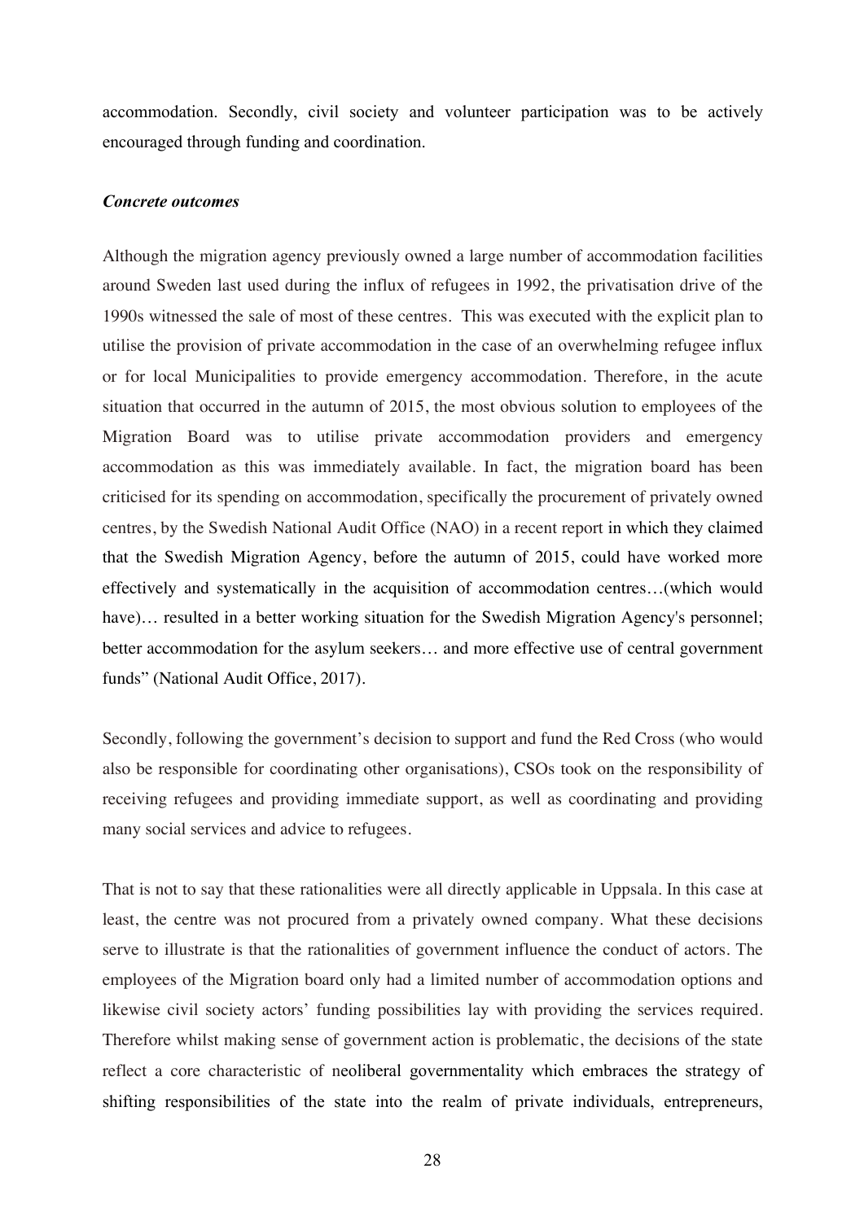accommodation. Secondly, civil society and volunteer participation was to be actively encouraged through funding and coordination.

***Concrete outcomes***

Although the migration agency previously owned a large number of accommodation facilities around Sweden last used during the influx of refugees in 1992, the privatisation drive of the 1990s witnessed the sale of most of these centres. This was executed with the explicit plan to utilise the provision of private accommodation in the case of an overwhelming refugee influx or for local Municipalities to provide emergency accommodation. Therefore, in the acute situation that occurred in the autumn of 2015, the most obvious solution to employees of the Migration Board was to utilise private accommodation providers and emergency accommodation as this was immediately available. In fact, the migration board has been criticised for its spending on accommodation, specifically the procurement of privately owned centres, by the Swedish National Audit Office (NAO) in a recent report in which they claimed that the Swedish Migration Agency, before the autumn of 2015, could have worked more effectively and systematically in the acquisition of accommodation centres…(which would have)… resulted in a better working situation for the Swedish Migration Agency's personnel; better accommodation for the asylum seekers… and more effective use of central government funds" (National Audit Office, 2017).

Secondly, following the government's decision to support and fund the Red Cross (who would also be responsible for coordinating other organisations), CSOs took on the responsibility of receiving refugees and providing immediate support, as well as coordinating and providing many social services and advice to refugees.

That is not to say that these rationalities were all directly applicable in Uppsala. In this case at least, the centre was not procured from a privately owned company. What these decisions serve to illustrate is that the rationalities of government influence the conduct of actors. The employees of the Migration board only had a limited number of accommodation options and likewise civil society actors' funding possibilities lay with providing the services required. Therefore whilst making sense of government action is problematic, the decisions of the state reflect a core characteristic of neoliberal governmentality which embraces the strategy of shifting responsibilities of the state into the realm of private individuals, entrepreneurs,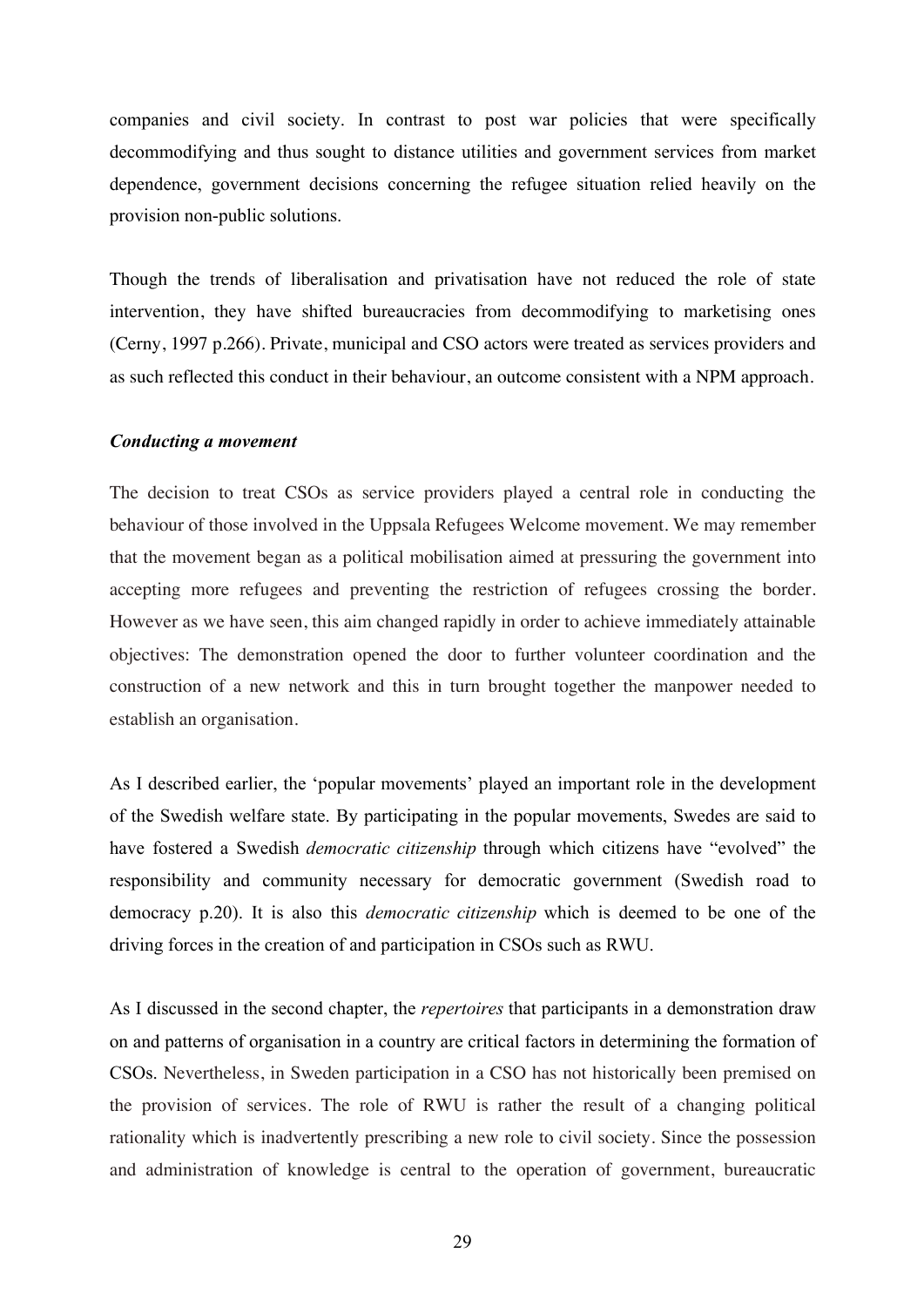companies and civil society. In contrast to post war policies that were specifically decommodifying and thus sought to distance utilities and government services from market dependence, government decisions concerning the refugee situation relied heavily on the provision non-public solutions.

Though the trends of liberalisation and privatisation have not reduced the role of state intervention, they have shifted bureaucracies from decommodifying to marketising ones (Cerny, 1997 p.266). Private, municipal and CSO actors were treated as services providers and as such reflected this conduct in their behaviour, an outcome consistent with a NPM approach.

### *Conducting a movement*

The decision to treat CSOs as service providers played a central role in conducting the behaviour of those involved in the Uppsala Refugees Welcome movement. We may remember that the movement began as a political mobilisation aimed at pressuring the government into accepting more refugees and preventing the restriction of refugees crossing the border. However as we have seen, this aim changed rapidly in order to achieve immediately attainable objectives: The demonstration opened the door to further volunteer coordination and the construction of a new network and this in turn brought together the manpower needed to establish an organisation.

As I described earlier, the 'popular movements' played an important role in the development of the Swedish welfare state. By participating in the popular movements, Swedes are said to have fostered a Swedish *democratic citizenship* through which citizens have "evolved" the responsibility and community necessary for democratic government (Swedish road to democracy p.20). It is also this *democratic citizenship* which is deemed to be one of the driving forces in the creation of and participation in CSOs such as RWU.

As I discussed in the second chapter, the *repertoires* that participants in a demonstration draw on and patterns of organisation in a country are critical factors in determining the formation of CSOs. Nevertheless, in Sweden participation in a CSO has not historically been premised on the provision of services. The role of RWU is rather the result of a changing political rationality which is inadvertently prescribing a new role to civil society. Since the possession and administration of knowledge is central to the operation of government, bureaucratic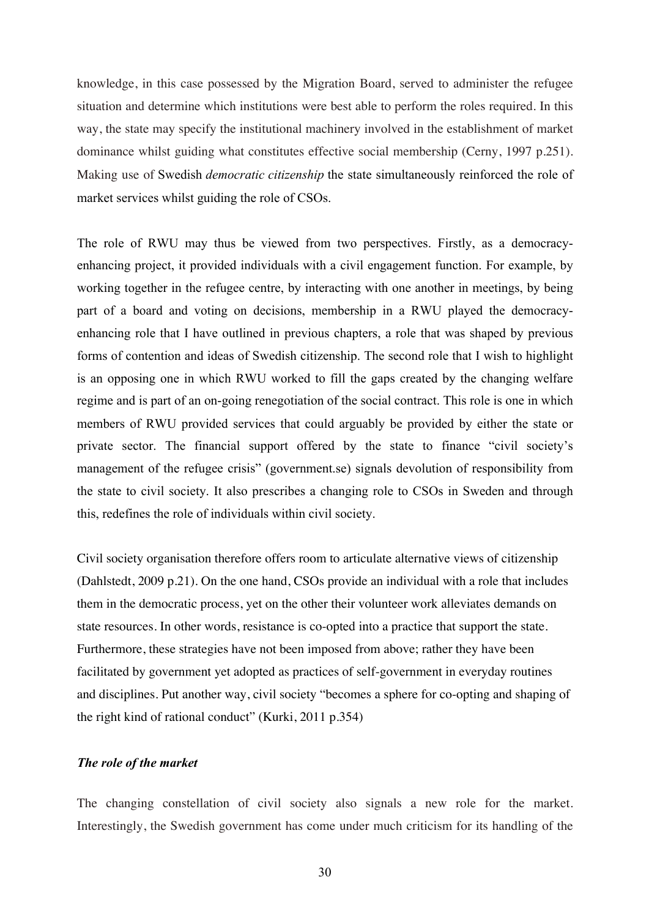knowledge, in this case possessed by the Migration Board, served to administer the refugee situation and determine which institutions were best able to perform the roles required. In this way, the state may specify the institutional machinery involved in the establishment of market dominance whilst guiding what constitutes effective social membership (Cerny, 1997 p.251). Making use of Swedish *democratic citizenship* the state simultaneously reinforced the role of market services whilst guiding the role of CSOs.

The role of RWU may thus be viewed from two perspectives. Firstly, as a democracy-enhancing project, it provided individuals with a civil engagement function. For example, by working together in the refugee centre, by interacting with one another in meetings, by being part of a board and voting on decisions, membership in a RWU played the democracy-enhancing role that I have outlined in previous chapters, a role that was shaped by previous forms of contention and ideas of Swedish citizenship. The second role that I wish to highlight is an opposing one in which RWU worked to fill the gaps created by the changing welfare regime and is part of an on-going renegotiation of the social contract. This role is one in which members of RWU provided services that could arguably be provided by either the state or private sector. The financial support offered by the state to finance "civil society's management of the refugee crisis" (government.se) signals devolution of responsibility from the state to civil society. It also prescribes a changing role to CSOs in Sweden and through this, redefines the role of individuals within civil society.

Civil society organisation therefore offers room to articulate alternative views of citizenship (Dahlstedt, 2009 p.21). On the one hand, CSOs provide an individual with a role that includes them in the democratic process, yet on the other their volunteer work alleviates demands on state resources. In other words, resistance is co-opted into a practice that support the state. Furthermore, these strategies have not been imposed from above; rather they have been facilitated by government yet adopted as practices of self-government in everyday routines and disciplines. Put another way, civil society "becomes a sphere for co-opting and shaping of the right kind of rational conduct" (Kurki, 2011 p.354)

### *The role of the market*

The changing constellation of civil society also signals a new role for the market. Interestingly, the Swedish government has come under much criticism for its handling of the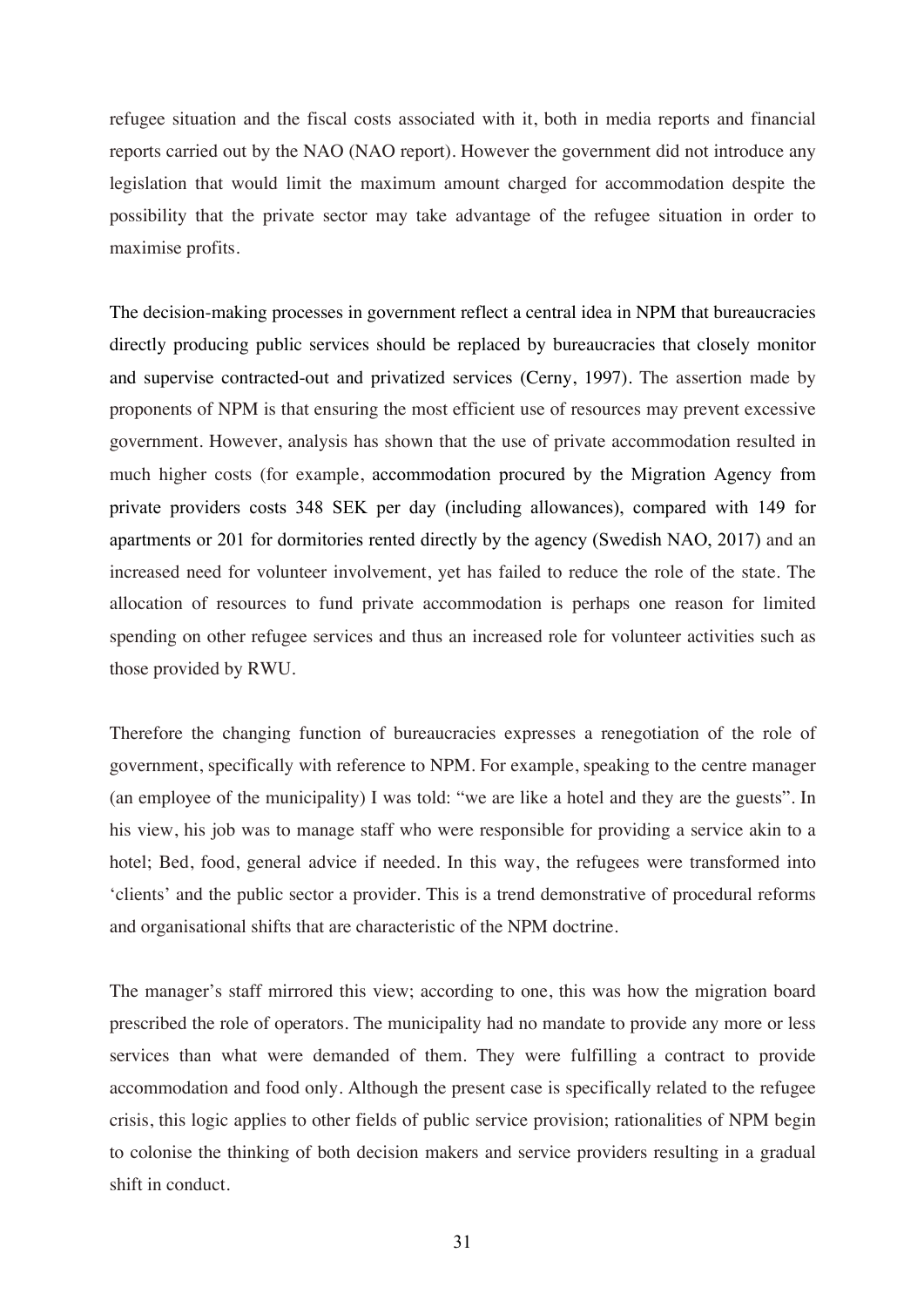refugee situation and the fiscal costs associated with it, both in media reports and financial reports carried out by the NAO (NAO report). However the government did not introduce any legislation that would limit the maximum amount charged for accommodation despite the possibility that the private sector may take advantage of the refugee situation in order to maximise profits.

The decision-making processes in government reflect a central idea in NPM that bureaucracies directly producing public services should be replaced by bureaucracies that closely monitor and supervise contracted-out and privatized services (Cerny, 1997). The assertion made by proponents of NPM is that ensuring the most efficient use of resources may prevent excessive government. However, analysis has shown that the use of private accommodation resulted in much higher costs (for example, accommodation procured by the Migration Agency from private providers costs 348 SEK per day (including allowances), compared with 149 for apartments or 201 for dormitories rented directly by the agency (Swedish NAO, 2017) and an increased need for volunteer involvement, yet has failed to reduce the role of the state. The allocation of resources to fund private accommodation is perhaps one reason for limited spending on other refugee services and thus an increased role for volunteer activities such as those provided by RWU.

Therefore the changing function of bureaucracies expresses a renegotiation of the role of government, specifically with reference to NPM. For example, speaking to the centre manager (an employee of the municipality) I was told: "we are like a hotel and they are the guests". In his view, his job was to manage staff who were responsible for providing a service akin to a hotel; Bed, food, general advice if needed. In this way, the refugees were transformed into 'clients' and the public sector a provider. This is a trend demonstrative of procedural reforms and organisational shifts that are characteristic of the NPM doctrine.

The manager's staff mirrored this view; according to one, this was how the migration board prescribed the role of operators. The municipality had no mandate to provide any more or less services than what were demanded of them. They were fulfilling a contract to provide accommodation and food only. Although the present case is specifically related to the refugee crisis, this logic applies to other fields of public service provision; rationalities of NPM begin to colonise the thinking of both decision makers and service providers resulting in a gradual shift in conduct.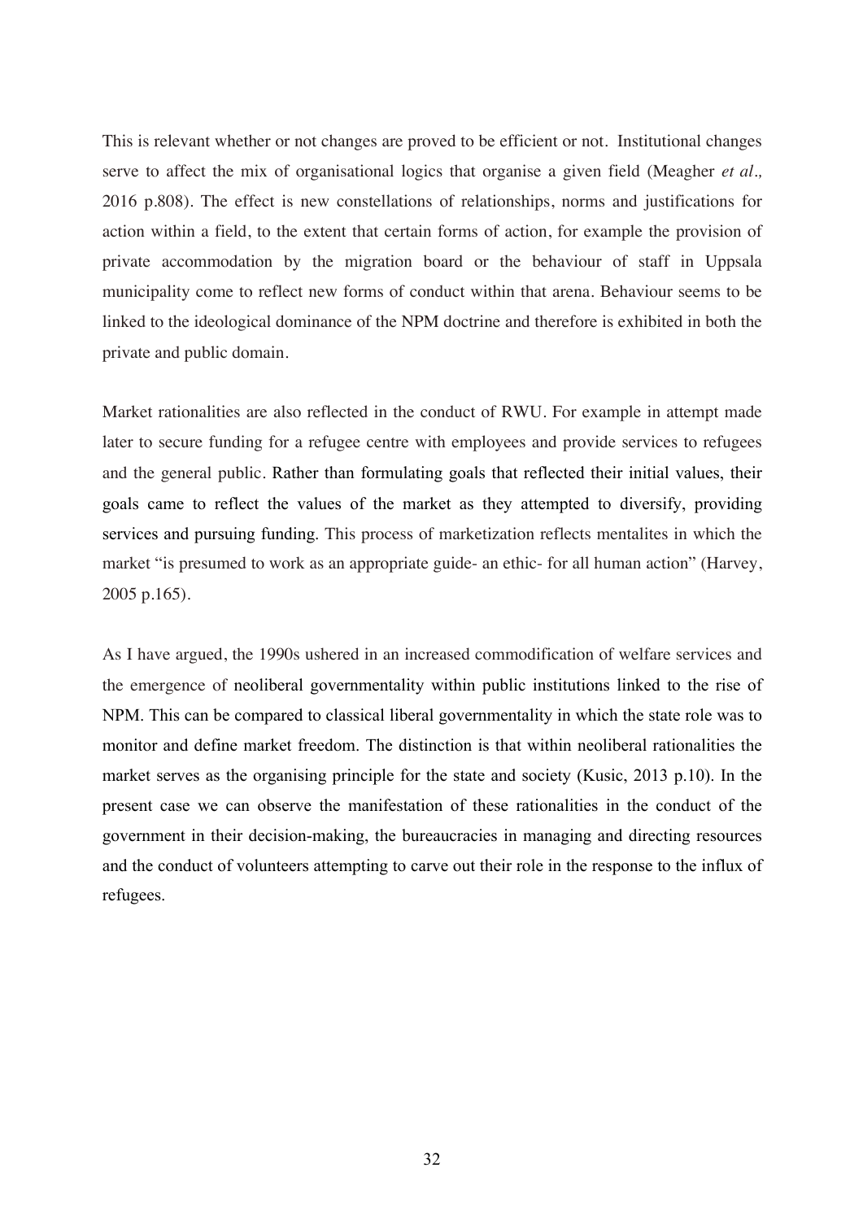This is relevant whether or not changes are proved to be efficient or not. Institutional changes serve to affect the mix of organisational logics that organise a given field (Meagher *et al.,* 2016 p.808). The effect is new constellations of relationships, norms and justifications for action within a field, to the extent that certain forms of action, for example the provision of private accommodation by the migration board or the behaviour of staff in Uppsala municipality come to reflect new forms of conduct within that arena. Behaviour seems to be linked to the ideological dominance of the NPM doctrine and therefore is exhibited in both the private and public domain.

Market rationalities are also reflected in the conduct of RWU. For example in attempt made later to secure funding for a refugee centre with employees and provide services to refugees and the general public. Rather than formulating goals that reflected their initial values, their goals came to reflect the values of the market as they attempted to diversify, providing services and pursuing funding. This process of marketization reflects mentalites in which the market "is presumed to work as an appropriate guide- an ethic- for all human action" (Harvey, 2005 p.165).

As I have argued, the 1990s ushered in an increased commodification of welfare services and the emergence of neoliberal governmentality within public institutions linked to the rise of NPM. This can be compared to classical liberal governmentality in which the state role was to monitor and define market freedom. The distinction is that within neoliberal rationalities the market serves as the organising principle for the state and society (Kusic, 2013 p.10). In the present case we can observe the manifestation of these rationalities in the conduct of the government in their decision-making, the bureaucracies in managing and directing resources and the conduct of volunteers attempting to carve out their role in the response to the influx of refugees.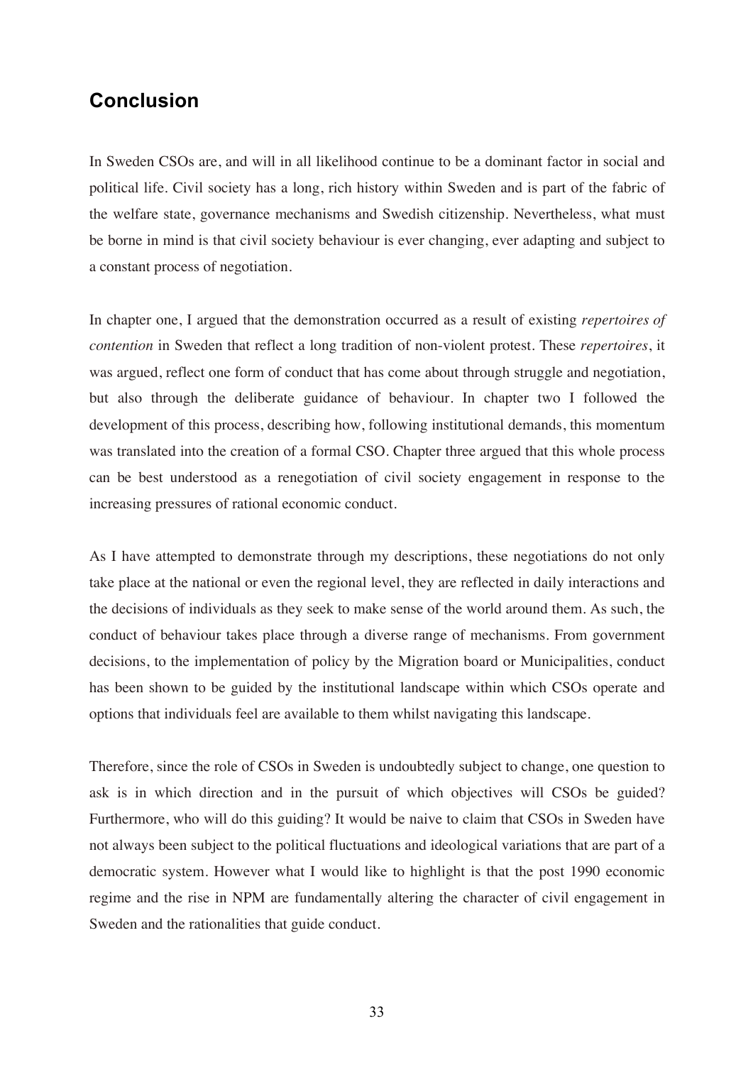## Conclusion

In Sweden CSOs are, and will in all likelihood continue to be a dominant factor in social and political life. Civil society has a long, rich history within Sweden and is part of the fabric of the welfare state, governance mechanisms and Swedish citizenship. Nevertheless, what must be borne in mind is that civil society behaviour is ever changing, ever adapting and subject to a constant process of negotiation.

In chapter one, I argued that the demonstration occurred as a result of existing *repertoires of contention* in Sweden that reflect a long tradition of non-violent protest. These *repertoires*, it was argued, reflect one form of conduct that has come about through struggle and negotiation, but also through the deliberate guidance of behaviour. In chapter two I followed the development of this process, describing how, following institutional demands, this momentum was translated into the creation of a formal CSO. Chapter three argued that this whole process can be best understood as a renegotiation of civil society engagement in response to the increasing pressures of rational economic conduct.

As I have attempted to demonstrate through my descriptions, these negotiations do not only take place at the national or even the regional level, they are reflected in daily interactions and the decisions of individuals as they seek to make sense of the world around them. As such, the conduct of behaviour takes place through a diverse range of mechanisms. From government decisions, to the implementation of policy by the Migration board or Municipalities, conduct has been shown to be guided by the institutional landscape within which CSOs operate and options that individuals feel are available to them whilst navigating this landscape.

Therefore, since the role of CSOs in Sweden is undoubtedly subject to change, one question to ask is in which direction and in the pursuit of which objectives will CSOs be guided? Furthermore, who will do this guiding? It would be naive to claim that CSOs in Sweden have not always been subject to the political fluctuations and ideological variations that are part of a democratic system. However what I would like to highlight is that the post 1990 economic regime and the rise in NPM are fundamentally altering the character of civil engagement in Sweden and the rationalities that guide conduct.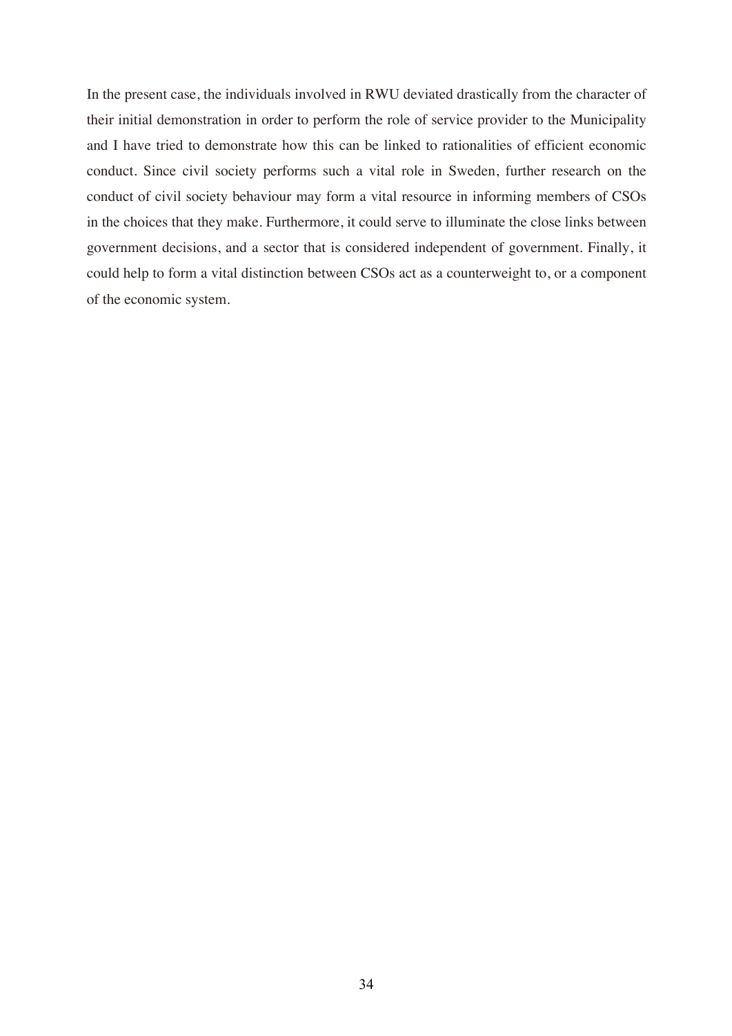In the present case, the individuals involved in RWU deviated drastically from the character of their initial demonstration in order to perform the role of service provider to the Municipality and I have tried to demonstrate how this can be linked to rationalities of efficient economic conduct. Since civil society performs such a vital role in Sweden, further research on the conduct of civil society behaviour may form a vital resource in informing members of CSOs in the choices that they make. Furthermore, it could serve to illuminate the close links between government decisions, and a sector that is considered independent of government. Finally, it could help to form a vital distinction between CSOs act as a counterweight to, or a component of the economic system.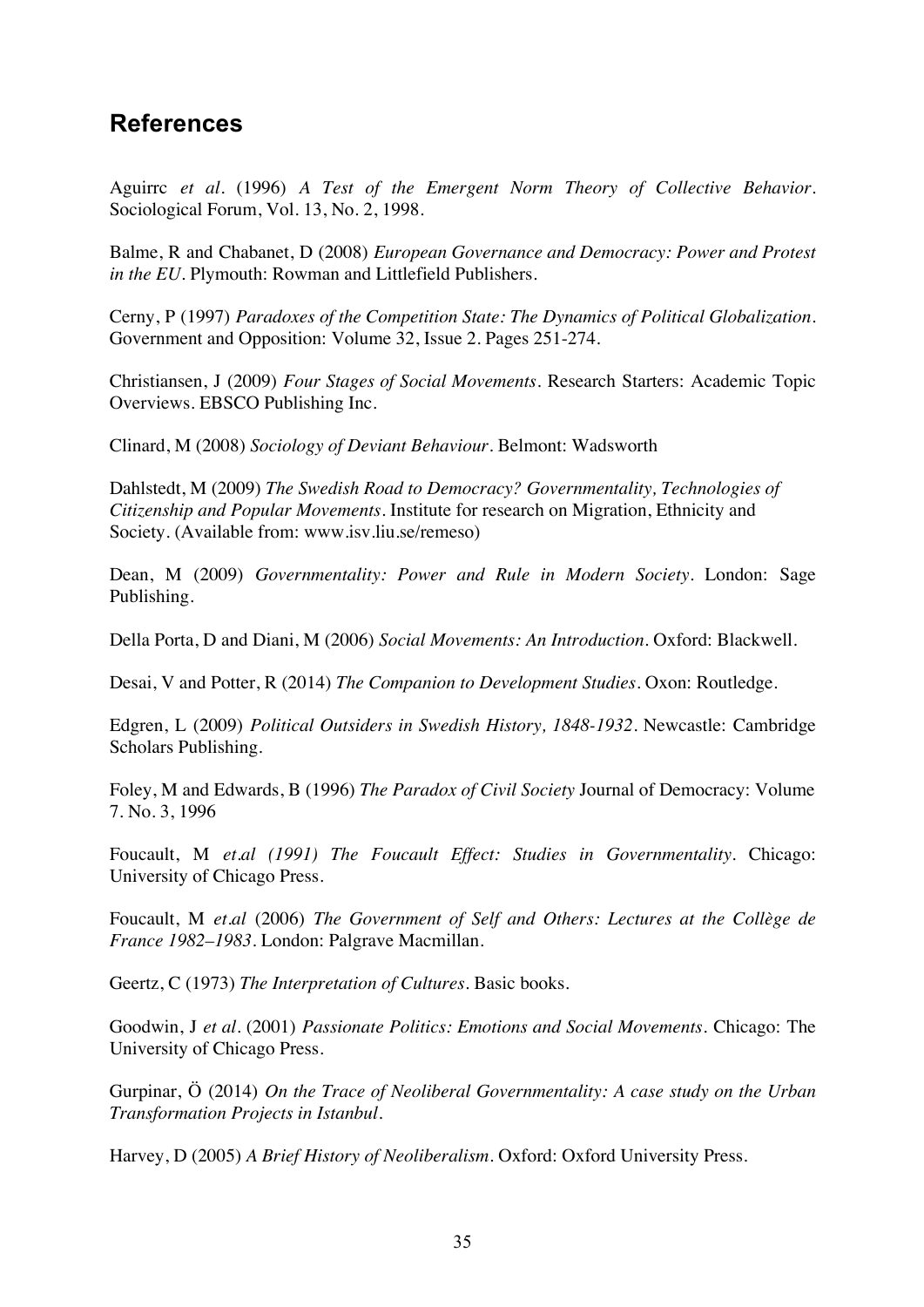## References

Aguirrc *et al*. (1996) *A Test of the Emergent Norm Theory of Collective Behavior*. Sociological Forum, Vol. 13, No. 2, 1998.

Balme, R and Chabanet, D (2008) *European Governance and Democracy: Power and Protest in the EU*. Plymouth: Rowman and Littlefield Publishers.

Cerny, P (1997) *Paradoxes of the Competition State: The Dynamics of Political Globalization*. Government and Opposition: Volume 32, Issue 2. Pages 251-274.

Christiansen, J (2009) *Four Stages of Social Movements*. Research Starters: Academic Topic Overviews. EBSCO Publishing Inc.

Clinard, M (2008) *Sociology of Deviant Behaviour*. Belmont: Wadsworth

Dahlstedt, M (2009) *The Swedish Road to Democracy? Governmentality, Technologies of Citizenship and Popular Movements*. Institute for research on Migration, Ethnicity and Society. (Available from: www.isv.liu.se/remeso)

Dean, M (2009) *Governmentality: Power and Rule in Modern Society*. London: Sage Publishing.

Della Porta, D and Diani, M (2006) *Social Movements: An Introduction*. Oxford: Blackwell.

Desai, V and Potter, R (2014) *The Companion to Development Studies*. Oxon: Routledge.

Edgren, L (2009) *Political Outsiders in Swedish History, 1848-1932*. Newcastle: Cambridge Scholars Publishing.

Foley, M and Edwards, B (1996) *The Paradox of Civil Society* Journal of Democracy: Volume 7. No. 3, 1996

Foucault, M *et.al (1991) The Foucault Effect: Studies in Governmentality*. Chicago: University of Chicago Press.

Foucault, M *et.al* (2006) *The Government of Self and Others: Lectures at the Collège de France 1982–1983*. London: Palgrave Macmillan.

Geertz, C (1973) *The Interpretation of Cultures*. Basic books.

Goodwin, J *et al*. (2001) *Passionate Politics: Emotions and Social Movements*. Chicago: The University of Chicago Press.

Gurpinar, Ö (2014) *On the Trace of Neoliberal Governmentality: A case study on the Urban Transformation Projects in Istanbul*.

Harvey, D (2005) *A Brief History of Neoliberalism*. Oxford: Oxford University Press.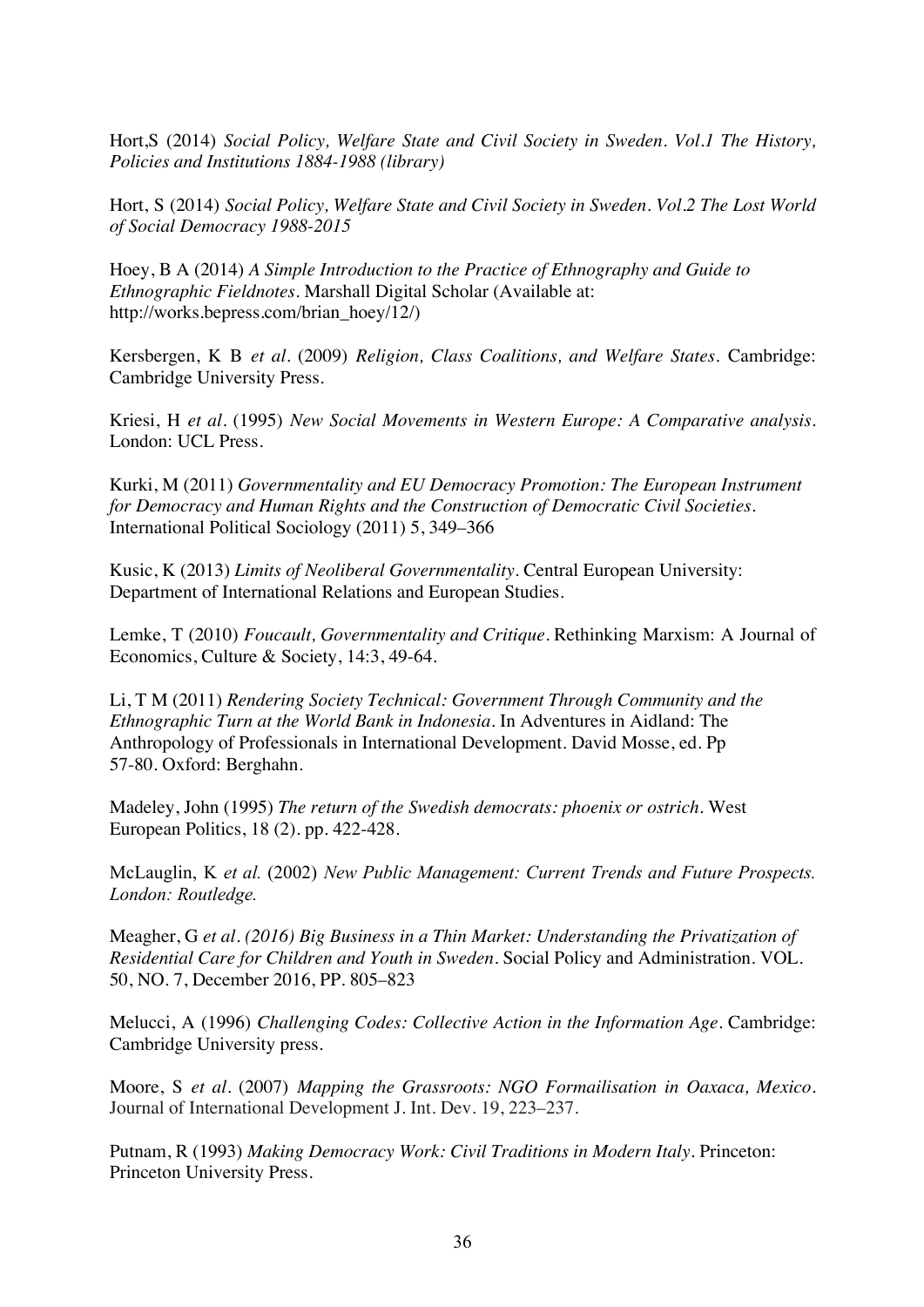Hort,S (2014) *Social Policy, Welfare State and Civil Society in Sweden. Vol.1 The History, Policies and Institutions 1884-1988 (library)*

Hort, S (2014) *Social Policy, Welfare State and Civil Society in Sweden. Vol.2 The Lost World of Social Democracy 1988-2015*

Hoey, B A (2014) *A Simple Introduction to the Practice of Ethnography and Guide to Ethnographic Fieldnotes*. Marshall Digital Scholar (Available at: http://works.bepress.com/brian_hoey/12/)

Kersbergen, K B *et al*. (2009) *Religion, Class Coalitions, and Welfare States*. Cambridge: Cambridge University Press.

Kriesi, H *et al*. (1995) *New Social Movements in Western Europe: A Comparative analysis*. London: UCL Press.

Kurki, M (2011) *Governmentality and EU Democracy Promotion: The European Instrument for Democracy and Human Rights and the Construction of Democratic Civil Societies*. International Political Sociology (2011) 5, 349–366

Kusic, K (2013) *Limits of Neoliberal Governmentality*. Central European University: Department of International Relations and European Studies.

Lemke, T (2010) *Foucault, Governmentality and Critique*. Rethinking Marxism: A Journal of Economics, Culture & Society, 14:3, 49-64.

Li, T M (2011) *Rendering Society Technical: Government Through Community and the Ethnographic Turn at the World Bank in Indonesia*. In Adventures in Aidland: The Anthropology of Professionals in International Development. David Mosse, ed. Pp 57-80. Oxford: Berghahn.

Madeley, John (1995) *The return of the Swedish democrats: phoenix or ostrich*. West European Politics, 18 (2). pp. 422-428.

McLaughlin, K *et al.* (2002) *New Public Management: Current Trends and Future Prospects. London: Routledge.*

Meagher, G *et al*. *(2016) Big Business in a Thin Market: Understanding the Privatization of Residential Care for Children and Youth in Sweden*. Social Policy and Administration. VOL. 50, NO. 7, December 2016, PP. 805–823

Melucci, A (1996) *Challenging Codes: Collective Action in the Information Age*. Cambridge: Cambridge University press.

Moore, S *et al*. (2007) *Mapping the Grassroots: NGO Formailisation in Oaxaca, Mexico*. Journal of International Development J. Int. Dev. 19, 223–237.

Putnam, R (1993) *Making Democracy Work: Civil Traditions in Modern Italy*. Princeton: Princeton University Press.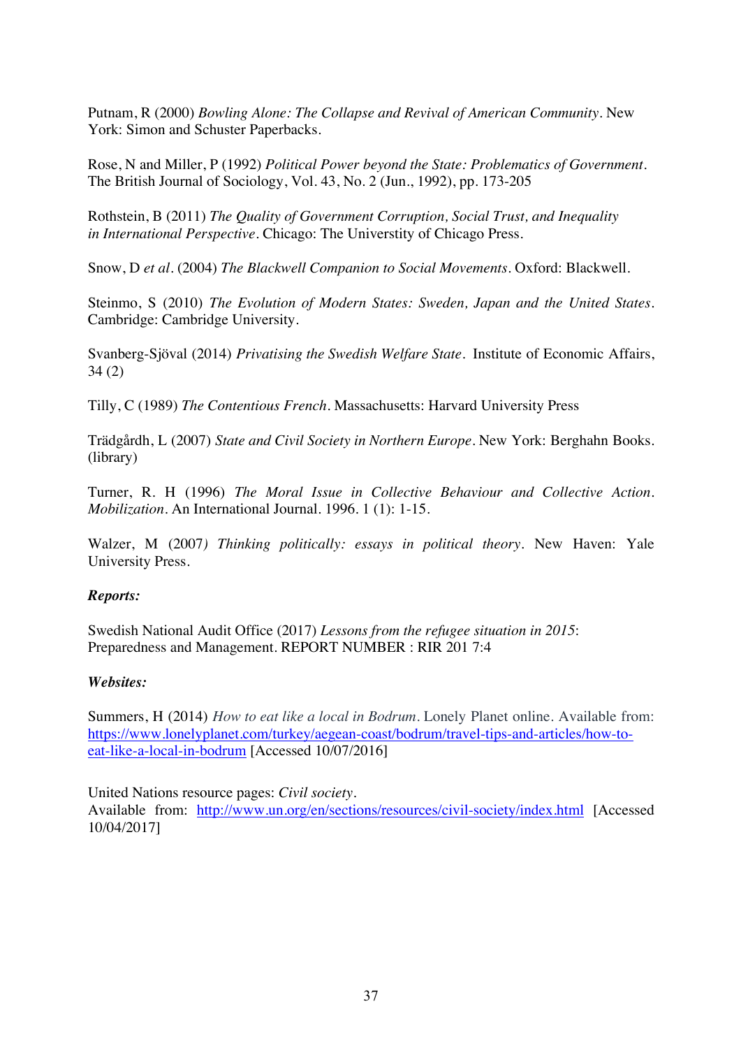Putnam, R (2000) *Bowling Alone: The Collapse and Revival of American Community*. New York: Simon and Schuster Paperbacks.

Rose, N and Miller, P (1992) *Political Power beyond the State: Problematics of Government*. The British Journal of Sociology, Vol. 43, No. 2 (Jun., 1992), pp. 173-205

Rothstein, B (2011) *The Quality of Government Corruption, Social Trust, and Inequality in International Perspective*. Chicago: The Universtity of Chicago Press.

Snow, D *et al*. (2004) *The Blackwell Companion to Social Movements*. Oxford: Blackwell.

Steinmo, S (2010) *The Evolution of Modern States: Sweden, Japan and the United States*. Cambridge: Cambridge University.

Svanberg-Sjöval (2014) *Privatising the Swedish Welfare State*. Institute of Economic Affairs, 34 (2)

Tilly, C (1989) *The Contentious French*. Massachusetts: Harvard University Press

Trädgårdh, L (2007) *State and Civil Society in Northern Europe*. New York: Berghahn Books. (library)

Turner, R. H (1996) *The Moral Issue in Collective Behaviour and Collective Action. Mobilization*. An International Journal. 1996. 1 (1): 1-15.

Walzer, M (2007) *Thinking politically: essays in political theory*. New Haven: Yale University Press.

***Reports:***

Swedish National Audit Office (2017) *Lessons from the refugee situation in 2015*: Preparedness and Management. REPORT NUMBER : RIR 201 7:4

***Websites:***

Summers, H (2014) *How to eat like a local in Bodrum*. Lonely Planet online. Available from: https://www.lonelyplanet.com/turkey/aegean-coast/bodrum/travel-tips-and-articles/how-to-eat-like-a-local-in-bodrum [Accessed 10/07/2016]

United Nations resource pages: *Civil society*.
Available from: http://www.un.org/en/sections/resources/civil-society/index.html [Accessed 10/04/2017]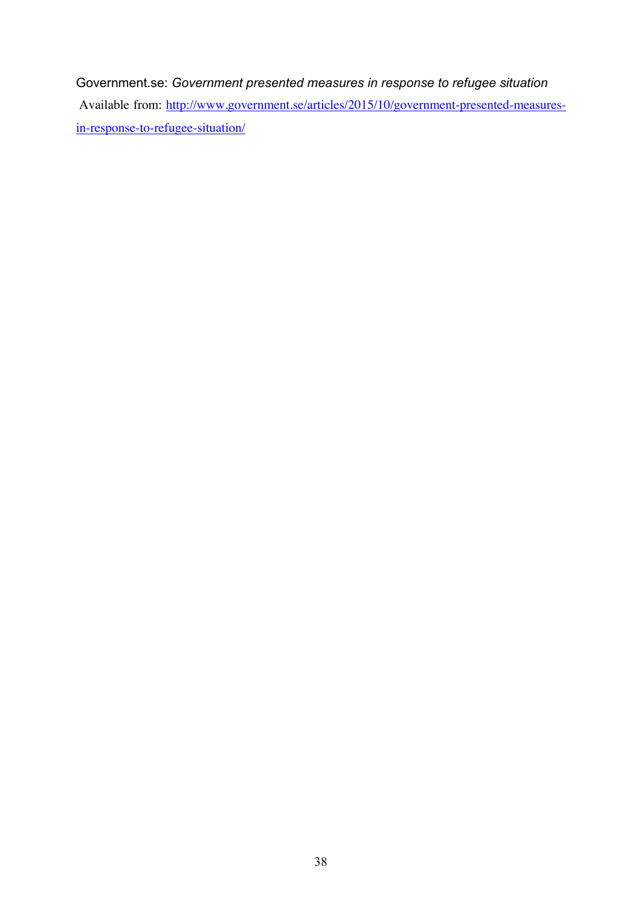Government.se: *Government presented measures in response to refugee situation*
Available from: http://www.government.se/articles/2015/10/government-presented-measures-in-response-to-refugee-situation/